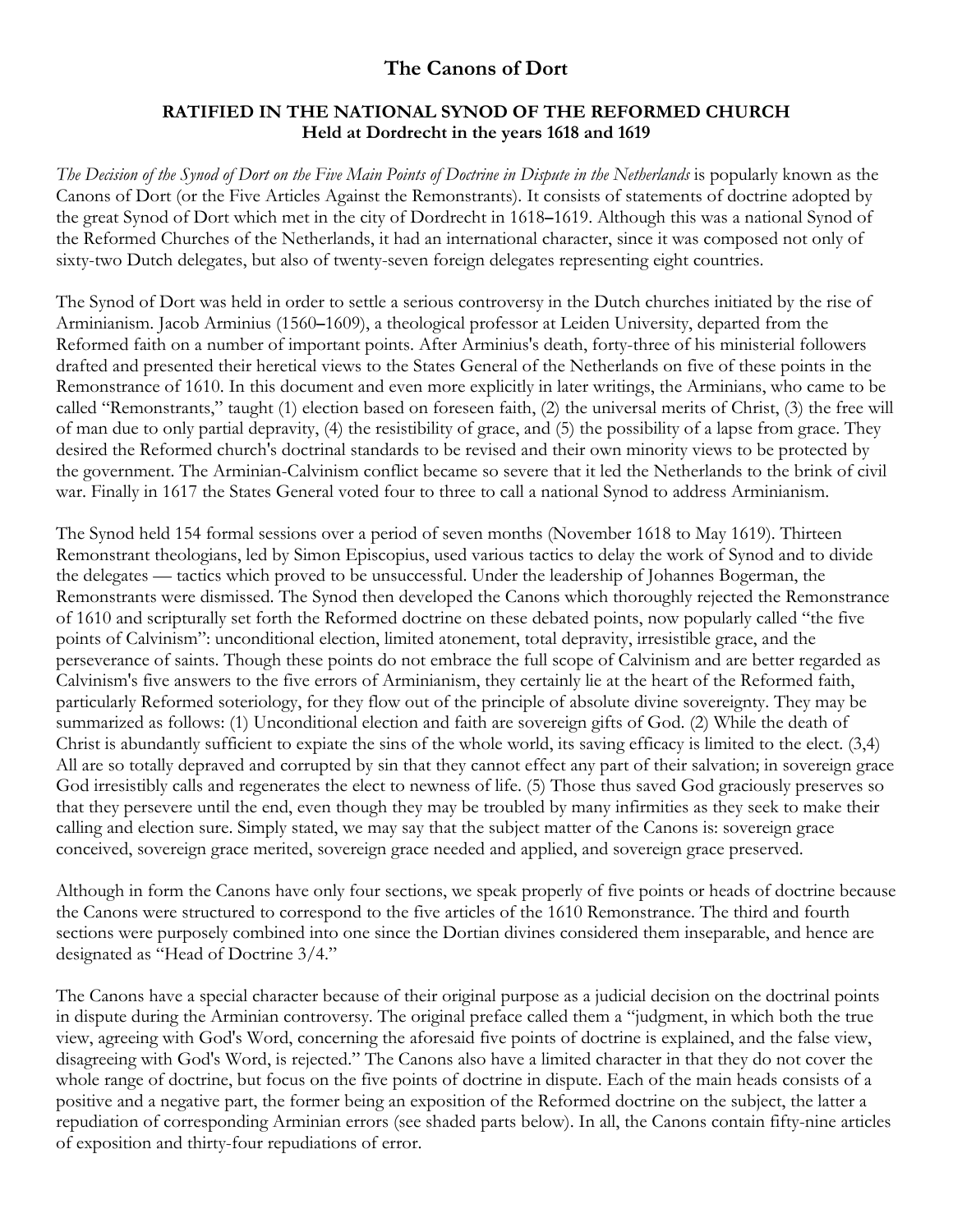# The Canons of Dort

### RATIFIED IN THE NATIONAL SYNOD OF THE REFORMED CHURCH
### Held at Dordrecht in the years 1618 and 1619

*The Decision of the Synod of Dort on the Five Main Points of Doctrine in Dispute in the Netherlands* is popularly known as the Canons of Dort (or the Five Articles Against the Remonstrants). It consists of statements of doctrine adopted by the great Synod of Dort which met in the city of Dordrecht in 1618–1619. Although this was a national Synod of the Reformed Churches of the Netherlands, it had an international character, since it was composed not only of sixty-two Dutch delegates, but also of twenty-seven foreign delegates representing eight countries.

The Synod of Dort was held in order to settle a serious controversy in the Dutch churches initiated by the rise of Arminianism. Jacob Arminius (1560–1609), a theological professor at Leiden University, departed from the Reformed faith on a number of important points. After Arminius's death, forty-three of his ministerial followers drafted and presented their heretical views to the States General of the Netherlands on five of these points in the Remonstrance of 1610. In this document and even more explicitly in later writings, the Arminians, who came to be called "Remonstrants," taught (1) election based on foreseen faith, (2) the universal merits of Christ, (3) the free will of man due to only partial depravity, (4) the resistibility of grace, and (5) the possibility of a lapse from grace. They desired the Reformed church's doctrinal standards to be revised and their own minority views to be protected by the government. The Arminian-Calvinism conflict became so severe that it led the Netherlands to the brink of civil war. Finally in 1617 the States General voted four to three to call a national Synod to address Arminianism.

The Synod held 154 formal sessions over a period of seven months (November 1618 to May 1619). Thirteen Remonstrant theologians, led by Simon Episcopius, used various tactics to delay the work of Synod and to divide the delegates — tactics which proved to be unsuccessful. Under the leadership of Johannes Bogerman, the Remonstrants were dismissed. The Synod then developed the Canons which thoroughly rejected the Remonstrance of 1610 and scripturally set forth the Reformed doctrine on these debated points, now popularly called "the five points of Calvinism": unconditional election, limited atonement, total depravity, irresistible grace, and the perseverance of saints. Though these points do not embrace the full scope of Calvinism and are better regarded as Calvinism's five answers to the five errors of Arminianism, they certainly lie at the heart of the Reformed faith, particularly Reformed soteriology, for they flow out of the principle of absolute divine sovereignty. They may be summarized as follows: (1) Unconditional election and faith are sovereign gifts of God. (2) While the death of Christ is abundantly sufficient to expiate the sins of the whole world, its saving efficacy is limited to the elect. (3,4) All are so totally depraved and corrupted by sin that they cannot effect any part of their salvation; in sovereign grace God irresistibly calls and regenerates the elect to newness of life. (5) Those thus saved God graciously preserves so that they persevere until the end, even though they may be troubled by many infirmities as they seek to make their calling and election sure. Simply stated, we may say that the subject matter of the Canons is: sovereign grace conceived, sovereign grace merited, sovereign grace needed and applied, and sovereign grace preserved.

Although in form the Canons have only four sections, we speak properly of five points or heads of doctrine because the Canons were structured to correspond to the five articles of the 1610 Remonstrance. The third and fourth sections were purposely combined into one since the Dortian divines considered them inseparable, and hence are designated as "Head of Doctrine 3/4."

The Canons have a special character because of their original purpose as a judicial decision on the doctrinal points in dispute during the Arminian controversy. The original preface called them a "judgment, in which both the true view, agreeing with God's Word, concerning the aforesaid five points of doctrine is explained, and the false view, disagreeing with God's Word, is rejected." The Canons also have a limited character in that they do not cover the whole range of doctrine, but focus on the five points of doctrine in dispute. Each of the main heads consists of a positive and a negative part, the former being an exposition of the Reformed doctrine on the subject, the latter a repudiation of corresponding Arminian errors (see shaded parts below). In all, the Canons contain fifty-nine articles of exposition and thirty-four repudiations of error.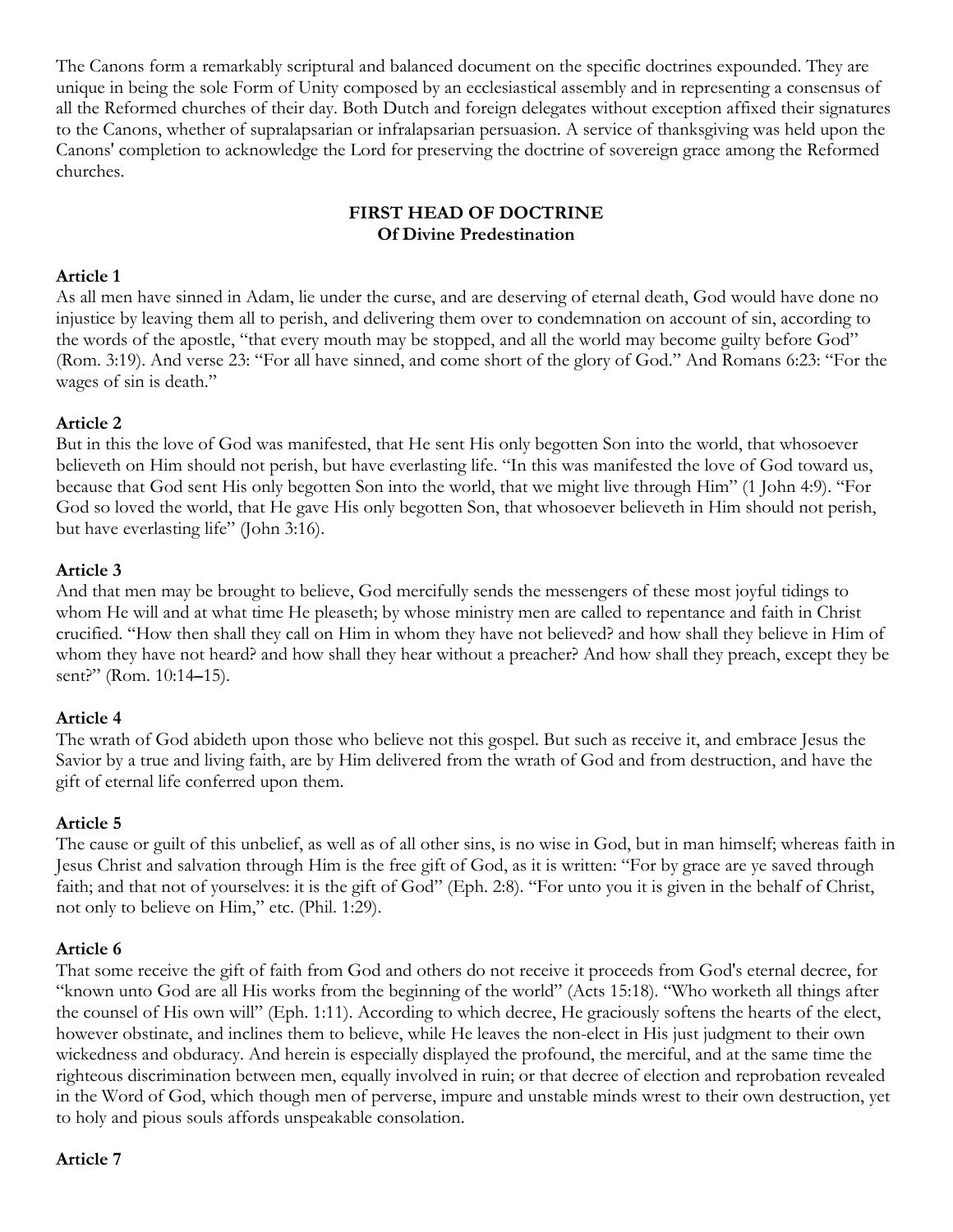The Canons form a remarkably scriptural and balanced document on the specific doctrines expounded. They are unique in being the sole Form of Unity composed by an ecclesiastical assembly and in representing a consensus of all the Reformed churches of their day. Both Dutch and foreign delegates without exception affixed their signatures to the Canons, whether of supralapsarian or infralapsarian persuasion. A service of thanksgiving was held upon the Canons' completion to acknowledge the Lord for preserving the doctrine of sovereign grace among the Reformed churches.

## FIRST HEAD OF DOCTRINE
## Of Divine Predestination

**Article 1**
As all men have sinned in Adam, lie under the curse, and are deserving of eternal death, God would have done no injustice by leaving them all to perish, and delivering them over to condemnation on account of sin, according to the words of the apostle, "that every mouth may be stopped, and all the world may become guilty before God" (Rom. 3:19). And verse 23: "For all have sinned, and come short of the glory of God." And Romans 6:23: "For the wages of sin is death."

**Article 2**
But in this the love of God was manifested, that He sent His only begotten Son into the world, that whosoever believeth on Him should not perish, but have everlasting life. "In this was manifested the love of God toward us, because that God sent His only begotten Son into the world, that we might live through Him" (1 John 4:9). "For God so loved the world, that He gave His only begotten Son, that whosoever believeth in Him should not perish, but have everlasting life" (John 3:16).

**Article 3**
And that men may be brought to believe, God mercifully sends the messengers of these most joyful tidings to whom He will and at what time He pleaseth; by whose ministry men are called to repentance and faith in Christ crucified. "How then shall they call on Him in whom they have not believed? and how shall they believe in Him of whom they have not heard? and how shall they hear without a preacher? And how shall they preach, except they be sent?" (Rom. 10:14–15).

**Article 4**
The wrath of God abideth upon those who believe not this gospel. But such as receive it, and embrace Jesus the Savior by a true and living faith, are by Him delivered from the wrath of God and from destruction, and have the gift of eternal life conferred upon them.

**Article 5**
The cause or guilt of this unbelief, as well as of all other sins, is no wise in God, but in man himself; whereas faith in Jesus Christ and salvation through Him is the free gift of God, as it is written: "For by grace are ye saved through faith; and that not of yourselves: it is the gift of God" (Eph. 2:8). "For unto you it is given in the behalf of Christ, not only to believe on Him," etc. (Phil. 1:29).

**Article 6**
That some receive the gift of faith from God and others do not receive it proceeds from God's eternal decree, for "known unto God are all His works from the beginning of the world" (Acts 15:18). "Who worketh all things after the counsel of His own will" (Eph. 1:11). According to which decree, He graciously softens the hearts of the elect, however obstinate, and inclines them to believe, while He leaves the non-elect in His just judgment to their own wickedness and obduracy. And herein is especially displayed the profound, the merciful, and at the same time the righteous discrimination between men, equally involved in ruin; or that decree of election and reprobation revealed in the Word of God, which though men of perverse, impure and unstable minds wrest to their own destruction, yet to holy and pious souls affords unspeakable consolation.

**Article 7**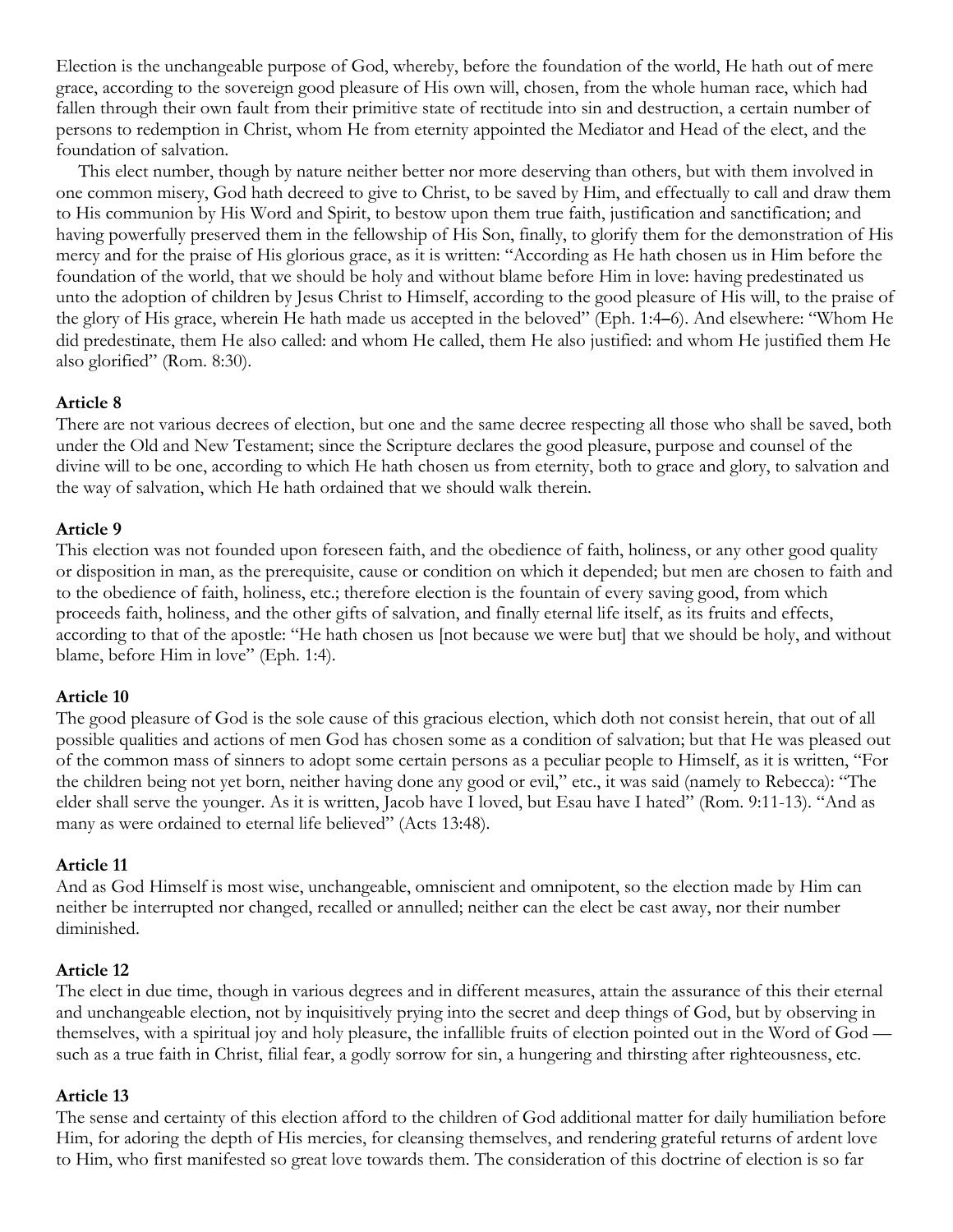Election is the unchangeable purpose of God, whereby, before the foundation of the world, He hath out of mere grace, according to the sovereign good pleasure of His own will, chosen, from the whole human race, which had fallen through their own fault from their primitive state of rectitude into sin and destruction, a certain number of persons to redemption in Christ, whom He from eternity appointed the Mediator and Head of the elect, and the foundation of salvation.

This elect number, though by nature neither better nor more deserving than others, but with them involved in one common misery, God hath decreed to give to Christ, to be saved by Him, and effectually to call and draw them to His communion by His Word and Spirit, to bestow upon them true faith, justification and sanctification; and having powerfully preserved them in the fellowship of His Son, finally, to glorify them for the demonstration of His mercy and for the praise of His glorious grace, as it is written: "According as He hath chosen us in Him before the foundation of the world, that we should be holy and without blame before Him in love: having predestinated us unto the adoption of children by Jesus Christ to Himself, according to the good pleasure of His will, to the praise of the glory of His grace, wherein He hath made us accepted in the beloved" (Eph. 1:4–6). And elsewhere: "Whom He did predestinate, them He also called: and whom He called, them He also justified: and whom He justified them He also glorified" (Rom. 8:30).

**Article 8**
There are not various decrees of election, but one and the same decree respecting all those who shall be saved, both under the Old and New Testament; since the Scripture declares the good pleasure, purpose and counsel of the divine will to be one, according to which He hath chosen us from eternity, both to grace and glory, to salvation and the way of salvation, which He hath ordained that we should walk therein.

**Article 9**
This election was not founded upon foreseen faith, and the obedience of faith, holiness, or any other good quality or disposition in man, as the prerequisite, cause or condition on which it depended; but men are chosen to faith and to the obedience of faith, holiness, etc.; therefore election is the fountain of every saving good, from which proceeds faith, holiness, and the other gifts of salvation, and finally eternal life itself, as its fruits and effects, according to that of the apostle: "He hath chosen us [not because we were but] that we should be holy, and without blame, before Him in love" (Eph. 1:4).

**Article 10**
The good pleasure of God is the sole cause of this gracious election, which doth not consist herein, that out of all possible qualities and actions of men God has chosen some as a condition of salvation; but that He was pleased out of the common mass of sinners to adopt some certain persons as a peculiar people to Himself, as it is written, "For the children being not yet born, neither having done any good or evil," etc., it was said (namely to Rebecca): "The elder shall serve the younger. As it is written, Jacob have I loved, but Esau have I hated" (Rom. 9:11-13). "And as many as were ordained to eternal life believed" (Acts 13:48).

**Article 11**
And as God Himself is most wise, unchangeable, omniscient and omnipotent, so the election made by Him can neither be interrupted nor changed, recalled or annulled; neither can the elect be cast away, nor their number diminished.

**Article 12**
The elect in due time, though in various degrees and in different measures, attain the assurance of this their eternal and unchangeable election, not by inquisitively prying into the secret and deep things of God, but by observing in themselves, with a spiritual joy and holy pleasure, the infallible fruits of election pointed out in the Word of God — such as a true faith in Christ, filial fear, a godly sorrow for sin, a hungering and thirsting after righteousness, etc.

**Article 13**
The sense and certainty of this election afford to the children of God additional matter for daily humiliation before Him, for adoring the depth of His mercies, for cleansing themselves, and rendering grateful returns of ardent love to Him, who first manifested so great love towards them. The consideration of this doctrine of election is so far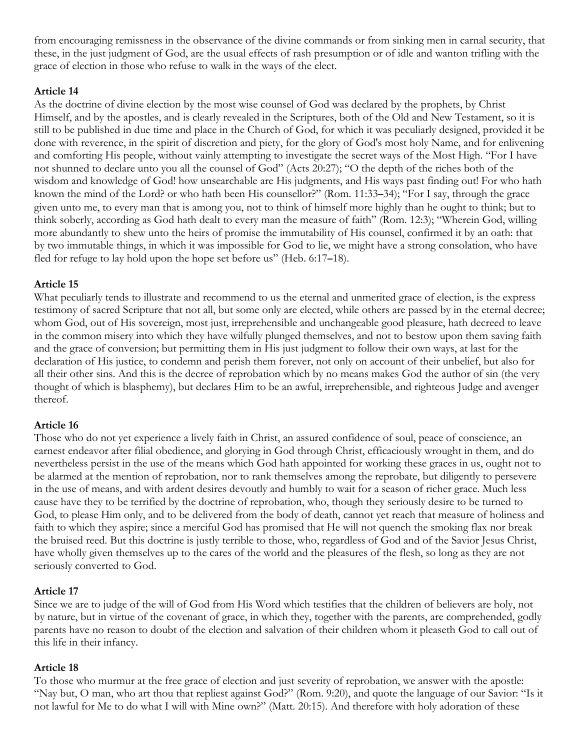from encouraging remissness in the observance of the divine commands or from sinking men in carnal security, that these, in the just judgment of God, are the usual effects of rash presumption or of idle and wanton trifling with the grace of election in those who refuse to walk in the ways of the elect.

**Article 14**

As the doctrine of divine election by the most wise counsel of God was declared by the prophets, by Christ Himself, and by the apostles, and is clearly revealed in the Scriptures, both of the Old and New Testament, so it is still to be published in due time and place in the Church of God, for which it was peculiarly designed, provided it be done with reverence, in the spirit of discretion and piety, for the glory of God's most holy Name, and for enlivening and comforting His people, without vainly attempting to investigate the secret ways of the Most High. "For I have not shunned to declare unto you all the counsel of God" (Acts 20:27); "O the depth of the riches both of the wisdom and knowledge of God! how unsearchable are His judgments, and His ways past finding out! For who hath known the mind of the Lord? or who hath been His counsellor?" (Rom. 11:33–34); "For I say, through the grace given unto me, to every man that is among you, not to think of himself more highly than he ought to think; but to think soberly, according as God hath dealt to every man the measure of faith" (Rom. 12:3); "Wherein God, willing more abundantly to shew unto the heirs of promise the immutability of His counsel, confirmed it by an oath: that by two immutable things, in which it was impossible for God to lie, we might have a strong consolation, who have fled for refuge to lay hold upon the hope set before us" (Heb. 6:17–18).

**Article 15**

What peculiarly tends to illustrate and recommend to us the eternal and unmerited grace of election, is the express testimony of sacred Scripture that not all, but some only are elected, while others are passed by in the eternal decree; whom God, out of His sovereign, most just, irreprehensible and unchangeable good pleasure, hath decreed to leave in the common misery into which they have wilfully plunged themselves, and not to bestow upon them saving faith and the grace of conversion; but permitting them in His just judgment to follow their own ways, at last for the declaration of His justice, to condemn and perish them forever, not only on account of their unbelief, but also for all their other sins. And this is the decree of reprobation which by no means makes God the author of sin (the very thought of which is blasphemy), but declares Him to be an awful, irreprehensible, and righteous Judge and avenger thereof.

**Article 16**

Those who do not yet experience a lively faith in Christ, an assured confidence of soul, peace of conscience, an earnest endeavor after filial obedience, and glorying in God through Christ, efficaciously wrought in them, and do nevertheless persist in the use of the means which God hath appointed for working these graces in us, ought not to be alarmed at the mention of reprobation, nor to rank themselves among the reprobate, but diligently to persevere in the use of means, and with ardent desires devoutly and humbly to wait for a season of richer grace. Much less cause have they to be terrified by the doctrine of reprobation, who, though they seriously desire to be turned to God, to please Him only, and to be delivered from the body of death, cannot yet reach that measure of holiness and faith to which they aspire; since a merciful God has promised that He will not quench the smoking flax nor break the bruised reed. But this doctrine is justly terrible to those, who, regardless of God and of the Savior Jesus Christ, have wholly given themselves up to the cares of the world and the pleasures of the flesh, so long as they are not seriously converted to God.

**Article 17**

Since we are to judge of the will of God from His Word which testifies that the children of believers are holy, not by nature, but in virtue of the covenant of grace, in which they, together with the parents, are comprehended, godly parents have no reason to doubt of the election and salvation of their children whom it pleaseth God to call out of this life in their infancy.

**Article 18**

To those who murmur at the free grace of election and just severity of reprobation, we answer with the apostle: "Nay but, O man, who art thou that repliest against God?" (Rom. 9:20), and quote the language of our Savior: "Is it not lawful for Me to do what I will with Mine own?" (Matt. 20:15). And therefore with holy adoration of these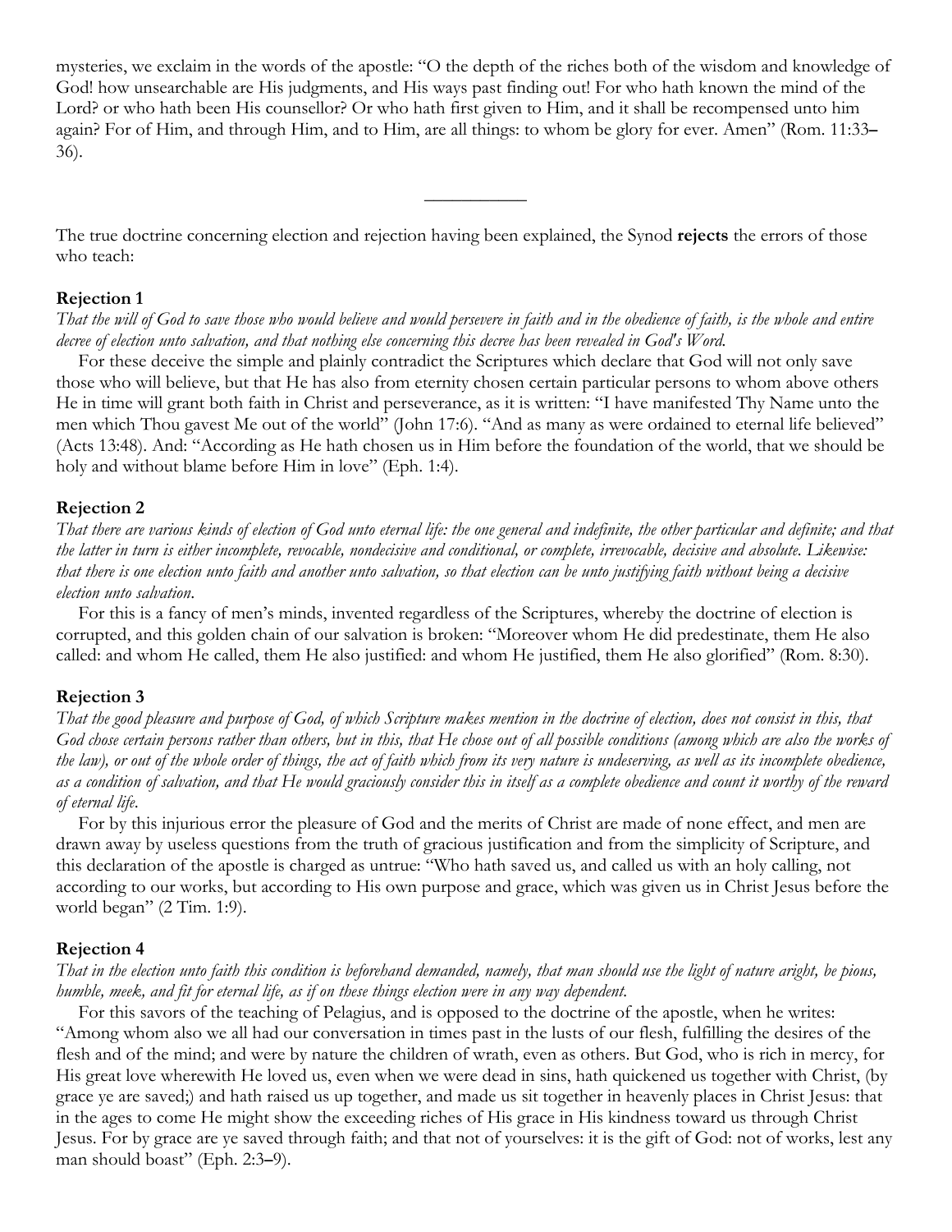mysteries, we exclaim in the words of the apostle: "O the depth of the riches both of the wisdom and knowledge of God! how unsearchable are His judgments, and His ways past finding out! For who hath known the mind of the Lord? or who hath been His counsellor? Or who hath first given to Him, and it shall be recompensed unto him again? For of Him, and through Him, and to Him, are all things: to whom be glory for ever. Amen" (Rom. 11:33–36).

---

The true doctrine concerning election and rejection having been explained, the Synod **rejects** the errors of those who teach:

**Rejection 1**

*That the will of God to save those who would believe and would persevere in faith and in the obedience of faith, is the whole and entire decree of election unto salvation, and that nothing else concerning this decree has been revealed in God's Word.*

For these deceive the simple and plainly contradict the Scriptures which declare that God will not only save those who will believe, but that He has also from eternity chosen certain particular persons to whom above others He in time will grant both faith in Christ and perseverance, as it is written: "I have manifested Thy Name unto the men which Thou gavest Me out of the world" (John 17:6). "And as many as were ordained to eternal life believed" (Acts 13:48). And: "According as He hath chosen us in Him before the foundation of the world, that we should be holy and without blame before Him in love" (Eph. 1:4).

**Rejection 2**

*That there are various kinds of election of God unto eternal life: the one general and indefinite, the other particular and definite; and that the latter in turn is either incomplete, revocable, nondecisive and conditional, or complete, irrevocable, decisive and absolute. Likewise: that there is one election unto faith and another unto salvation, so that election can be unto justifying faith without being a decisive election unto salvation.*

For this is a fancy of men's minds, invented regardless of the Scriptures, whereby the doctrine of election is corrupted, and this golden chain of our salvation is broken: "Moreover whom He did predestinate, them He also called: and whom He called, them He also justified: and whom He justified, them He also glorified" (Rom. 8:30).

**Rejection 3**

*That the good pleasure and purpose of God, of which Scripture makes mention in the doctrine of election, does not consist in this, that God chose certain persons rather than others, but in this, that He chose out of all possible conditions (among which are also the works of the law), or out of the whole order of things, the act of faith which from its very nature is undeserving, as well as its incomplete obedience, as a condition of salvation, and that He would graciously consider this in itself as a complete obedience and count it worthy of the reward of eternal life.*

For by this injurious error the pleasure of God and the merits of Christ are made of none effect, and men are drawn away by useless questions from the truth of gracious justification and from the simplicity of Scripture, and this declaration of the apostle is charged as untrue: "Who hath saved us, and called us with an holy calling, not according to our works, but according to His own purpose and grace, which was given us in Christ Jesus before the world began" (2 Tim. 1:9).

**Rejection 4**

*That in the election unto faith this condition is beforehand demanded, namely, that man should use the light of nature aright, be pious, humble, meek, and fit for eternal life, as if on these things election were in any way dependent.*

For this savors of the teaching of Pelagius, and is opposed to the doctrine of the apostle, when he writes: "Among whom also we all had our conversation in times past in the lusts of our flesh, fulfilling the desires of the flesh and of the mind; and were by nature the children of wrath, even as others. But God, who is rich in mercy, for His great love wherewith He loved us, even when we were dead in sins, hath quickened us together with Christ, (by grace ye are saved;) and hath raised us up together, and made us sit together in heavenly places in Christ Jesus: that in the ages to come He might show the exceeding riches of His grace in His kindness toward us through Christ Jesus. For by grace are ye saved through faith; and that not of yourselves: it is the gift of God: not of works, lest any man should boast" (Eph. 2:3–9).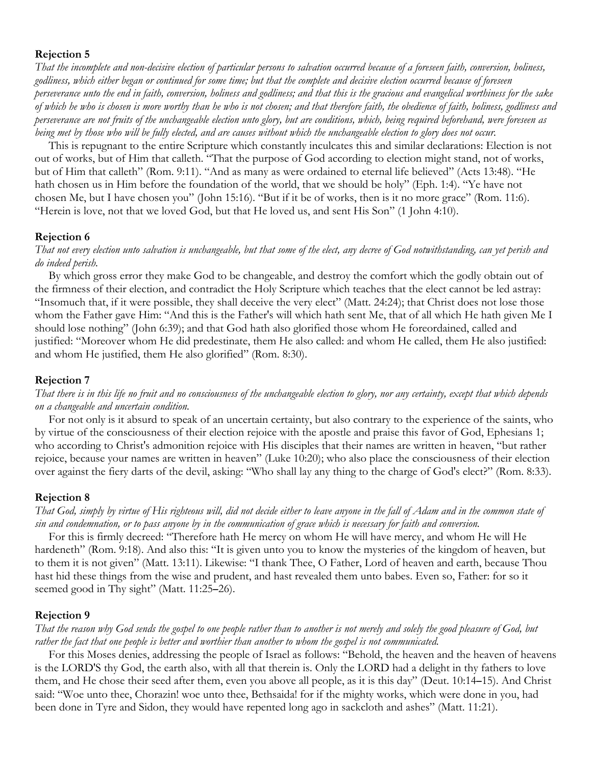**Rejection 5**

*That the incomplete and non-decisive election of particular persons to salvation occurred because of a foreseen faith, conversion, holiness, godliness, which either began or continued for some time; but that the complete and decisive election occurred because of foreseen perseverance unto the end in faith, conversion, holiness and godliness; and that this is the gracious and evangelical worthiness for the sake of which he who is chosen is more worthy than he who is not chosen; and that therefore faith, the obedience of faith, holiness, godliness and perseverance are not fruits of the unchangeable election unto glory, but are conditions, which, being required beforehand, were foreseen as being met by those who will be fully elected, and are causes without which the unchangeable election to glory does not occur.*

This is repugnant to the entire Scripture which constantly inculcates this and similar declarations: Election is not out of works, but of Him that calleth. "That the purpose of God according to election might stand, not of works, but of Him that calleth" (Rom. 9:11). "And as many as were ordained to eternal life believed" (Acts 13:48). "He hath chosen us in Him before the foundation of the world, that we should be holy" (Eph. 1:4). "Ye have not chosen Me, but I have chosen you" (John 15:16). "But if it be of works, then is it no more grace" (Rom. 11:6). "Herein is love, not that we loved God, but that He loved us, and sent His Son" (1 John 4:10).

**Rejection 6**

*That not every election unto salvation is unchangeable, but that some of the elect, any decree of God notwithstanding, can yet perish and do indeed perish.*

By which gross error they make God to be changeable, and destroy the comfort which the godly obtain out of the firmness of their election, and contradict the Holy Scripture which teaches that the elect cannot be led astray: "Insomuch that, if it were possible, they shall deceive the very elect" (Matt. 24:24); that Christ does not lose those whom the Father gave Him: "And this is the Father's will which hath sent Me, that of all which He hath given Me I should lose nothing" (John 6:39); and that God hath also glorified those whom He foreordained, called and justified: "Moreover whom He did predestinate, them He also called: and whom He called, them He also justified: and whom He justified, them He also glorified" (Rom. 8:30).

**Rejection 7**

*That there is in this life no fruit and no consciousness of the unchangeable election to glory, nor any certainty, except that which depends on a changeable and uncertain condition.*

For not only is it absurd to speak of an uncertain certainty, but also contrary to the experience of the saints, who by virtue of the consciousness of their election rejoice with the apostle and praise this favor of God, Ephesians 1; who according to Christ's admonition rejoice with His disciples that their names are written in heaven, "but rather rejoice, because your names are written in heaven" (Luke 10:20); who also place the consciousness of their election over against the fiery darts of the devil, asking: "Who shall lay any thing to the charge of God's elect?" (Rom. 8:33).

**Rejection 8**

*That God, simply by virtue of His righteous will, did not decide either to leave anyone in the fall of Adam and in the common state of sin and condemnation, or to pass anyone by in the communication of grace which is necessary for faith and conversion.*

For this is firmly decreed: "Therefore hath He mercy on whom He will have mercy, and whom He will He hardeneth" (Rom. 9:18). And also this: "It is given unto you to know the mysteries of the kingdom of heaven, but to them it is not given" (Matt. 13:11). Likewise: "I thank Thee, O Father, Lord of heaven and earth, because Thou hast hid these things from the wise and prudent, and hast revealed them unto babes. Even so, Father: for so it seemed good in Thy sight" (Matt. 11:25–26).

**Rejection 9**

*That the reason why God sends the gospel to one people rather than to another is not merely and solely the good pleasure of God, but rather the fact that one people is better and worthier than another to whom the gospel is not communicated.*

For this Moses denies, addressing the people of Israel as follows: "Behold, the heaven and the heaven of heavens is the LORD'S thy God, the earth also, with all that therein is. Only the LORD had a delight in thy fathers to love them, and He chose their seed after them, even you above all people, as it is this day" (Deut. 10:14–15). And Christ said: "Woe unto thee, Chorazin! woe unto thee, Bethsaida! for if the mighty works, which were done in you, had been done in Tyre and Sidon, they would have repented long ago in sackcloth and ashes" (Matt. 11:21).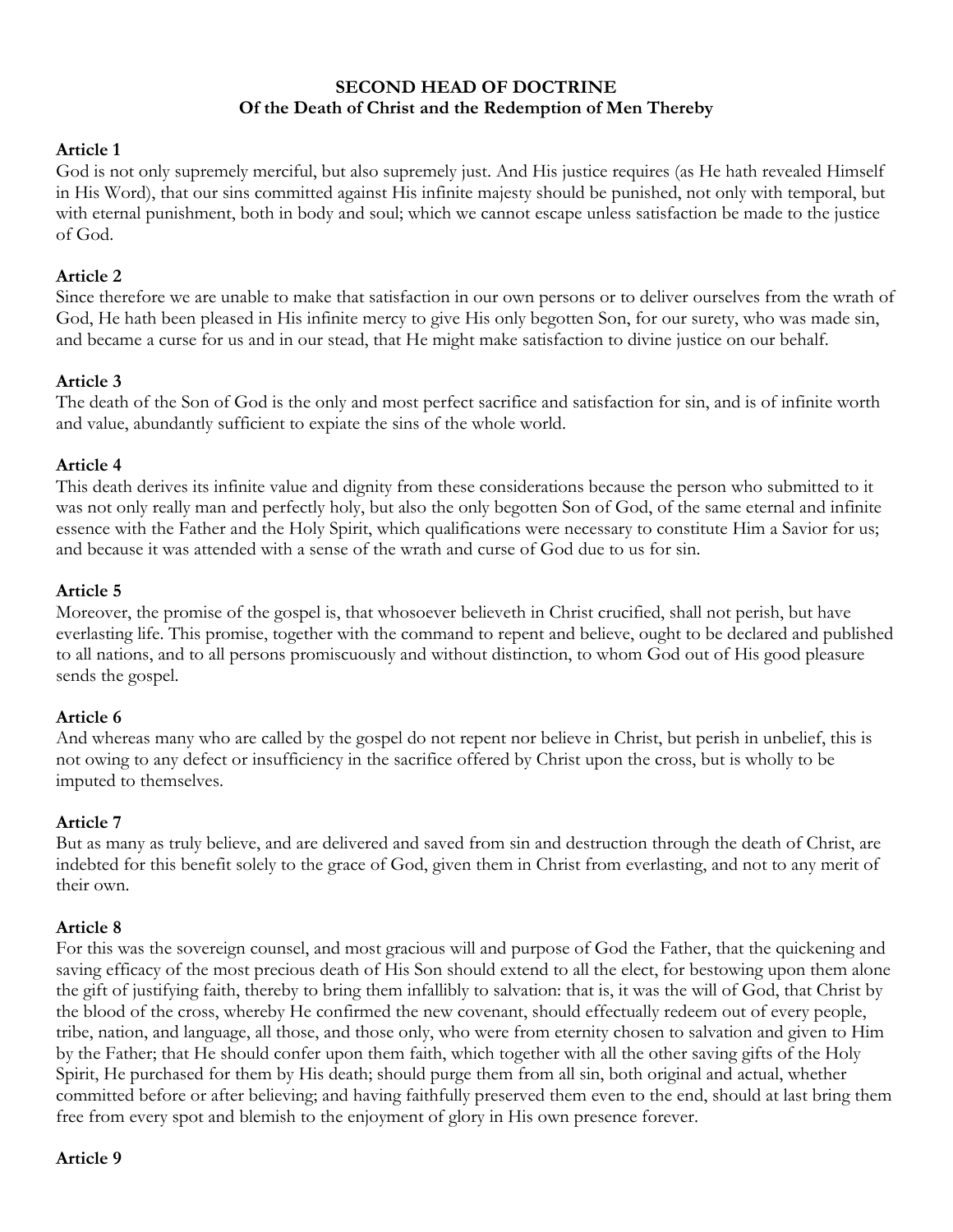## SECOND HEAD OF DOCTRINE
## Of the Death of Christ and the Redemption of Men Thereby

### Article 1

God is not only supremely merciful, but also supremely just. And His justice requires (as He hath revealed Himself in His Word), that our sins committed against His infinite majesty should be punished, not only with temporal, but with eternal punishment, both in body and soul; which we cannot escape unless satisfaction be made to the justice of God.

### Article 2

Since therefore we are unable to make that satisfaction in our own persons or to deliver ourselves from the wrath of God, He hath been pleased in His infinite mercy to give His only begotten Son, for our surety, who was made sin, and became a curse for us and in our stead, that He might make satisfaction to divine justice on our behalf.

### Article 3

The death of the Son of God is the only and most perfect sacrifice and satisfaction for sin, and is of infinite worth and value, abundantly sufficient to expiate the sins of the whole world.

### Article 4

This death derives its infinite value and dignity from these considerations because the person who submitted to it was not only really man and perfectly holy, but also the only begotten Son of God, of the same eternal and infinite essence with the Father and the Holy Spirit, which qualifications were necessary to constitute Him a Savior for us; and because it was attended with a sense of the wrath and curse of God due to us for sin.

### Article 5

Moreover, the promise of the gospel is, that whosoever believeth in Christ crucified, shall not perish, but have everlasting life. This promise, together with the command to repent and believe, ought to be declared and published to all nations, and to all persons promiscuously and without distinction, to whom God out of His good pleasure sends the gospel.

### Article 6

And whereas many who are called by the gospel do not repent nor believe in Christ, but perish in unbelief, this is not owing to any defect or insufficiency in the sacrifice offered by Christ upon the cross, but is wholly to be imputed to themselves.

### Article 7

But as many as truly believe, and are delivered and saved from sin and destruction through the death of Christ, are indebted for this benefit solely to the grace of God, given them in Christ from everlasting, and not to any merit of their own.

### Article 8

For this was the sovereign counsel, and most gracious will and purpose of God the Father, that the quickening and saving efficacy of the most precious death of His Son should extend to all the elect, for bestowing upon them alone the gift of justifying faith, thereby to bring them infallibly to salvation: that is, it was the will of God, that Christ by the blood of the cross, whereby He confirmed the new covenant, should effectually redeem out of every people, tribe, nation, and language, all those, and those only, who were from eternity chosen to salvation and given to Him by the Father; that He should confer upon them faith, which together with all the other saving gifts of the Holy Spirit, He purchased for them by His death; should purge them from all sin, both original and actual, whether committed before or after believing; and having faithfully preserved them even to the end, should at last bring them free from every spot and blemish to the enjoyment of glory in His own presence forever.

### Article 9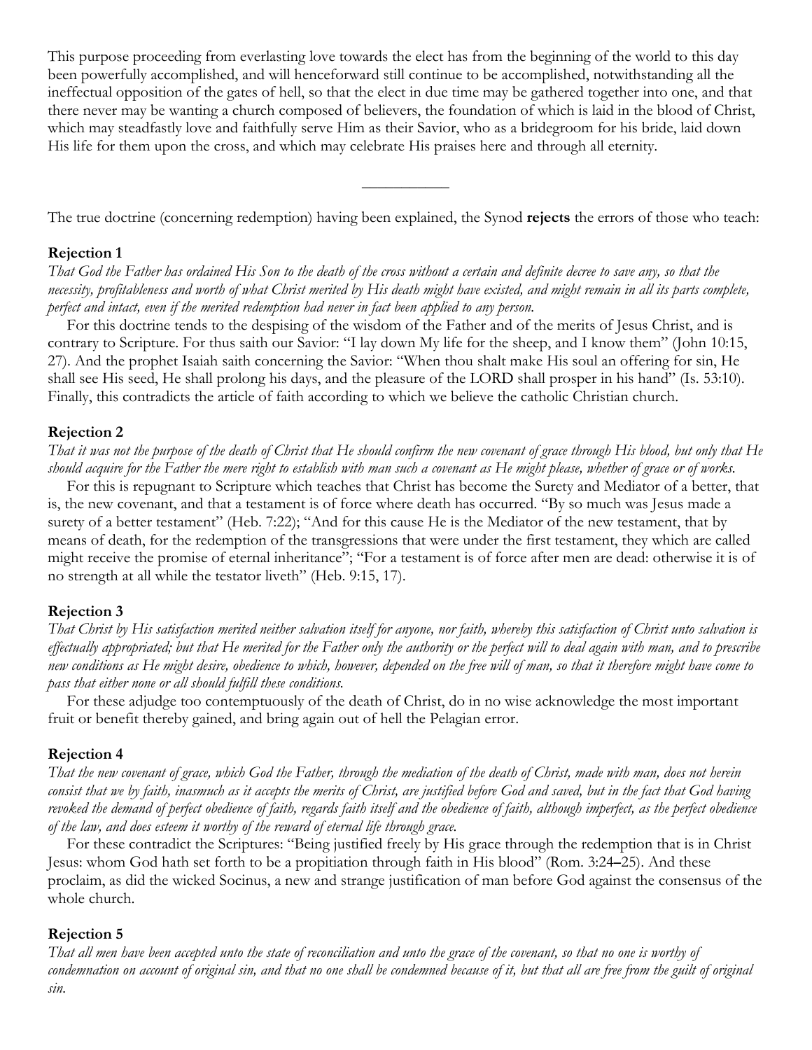This purpose proceeding from everlasting love towards the elect has from the beginning of the world to this day been powerfully accomplished, and will henceforward still continue to be accomplished, notwithstanding all the ineffectual opposition of the gates of hell, so that the elect in due time may be gathered together into one, and that there never may be wanting a church composed of believers, the foundation of which is laid in the blood of Christ, which may steadfastly love and faithfully serve Him as their Savior, who as a bridegroom for his bride, laid down His life for them upon the cross, and which may celebrate His praises here and through all eternity.

---

The true doctrine (concerning redemption) having been explained, the Synod **rejects** the errors of those who teach:

### Rejection 1

*That God the Father has ordained His Son to the death of the cross without a certain and definite decree to save any, so that the necessity, profitableness and worth of what Christ merited by His death might have existed, and might remain in all its parts complete, perfect and intact, even if the merited redemption had never in fact been applied to any person.*

For this doctrine tends to the despising of the wisdom of the Father and of the merits of Jesus Christ, and is contrary to Scripture. For thus saith our Savior: "I lay down My life for the sheep, and I know them" (John 10:15, 27). And the prophet Isaiah saith concerning the Savior: "When thou shalt make His soul an offering for sin, He shall see His seed, He shall prolong his days, and the pleasure of the LORD shall prosper in his hand" (Is. 53:10). Finally, this contradicts the article of faith according to which we believe the catholic Christian church.

### Rejection 2

*That it was not the purpose of the death of Christ that He should confirm the new covenant of grace through His blood, but only that He should acquire for the Father the mere right to establish with man such a covenant as He might please, whether of grace or of works.*

For this is repugnant to Scripture which teaches that Christ has become the Surety and Mediator of a better, that is, the new covenant, and that a testament is of force where death has occurred. "By so much was Jesus made a surety of a better testament" (Heb. 7:22); "And for this cause He is the Mediator of the new testament, that by means of death, for the redemption of the transgressions that were under the first testament, they which are called might receive the promise of eternal inheritance"; "For a testament is of force after men are dead: otherwise it is of no strength at all while the testator liveth" (Heb. 9:15, 17).

### Rejection 3

*That Christ by His satisfaction merited neither salvation itself for anyone, nor faith, whereby this satisfaction of Christ unto salvation is effectually appropriated; but that He merited for the Father only the authority or the perfect will to deal again with man, and to prescribe new conditions as He might desire, obedience to which, however, depended on the free will of man, so that it therefore might have come to pass that either none or all should fulfill these conditions.*

For these adjudge too contemptuously of the death of Christ, do in no wise acknowledge the most important fruit or benefit thereby gained, and bring again out of hell the Pelagian error.

### Rejection 4

*That the new covenant of grace, which God the Father, through the mediation of the death of Christ, made with man, does not herein consist that we by faith, inasmuch as it accepts the merits of Christ, are justified before God and saved, but in the fact that God having revoked the demand of perfect obedience of faith, regards faith itself and the obedience of faith, although imperfect, as the perfect obedience of the law, and does esteem it worthy of the reward of eternal life through grace.*

For these contradict the Scriptures: "Being justified freely by His grace through the redemption that is in Christ Jesus: whom God hath set forth to be a propitiation through faith in His blood" (Rom. 3:24–25). And these proclaim, as did the wicked Socinus, a new and strange justification of man before God against the consensus of the whole church.

### Rejection 5

*That all men have been accepted unto the state of reconciliation and unto the grace of the covenant, so that no one is worthy of condemnation on account of original sin, and that no one shall be condemned because of it, but that all are free from the guilt of original sin.*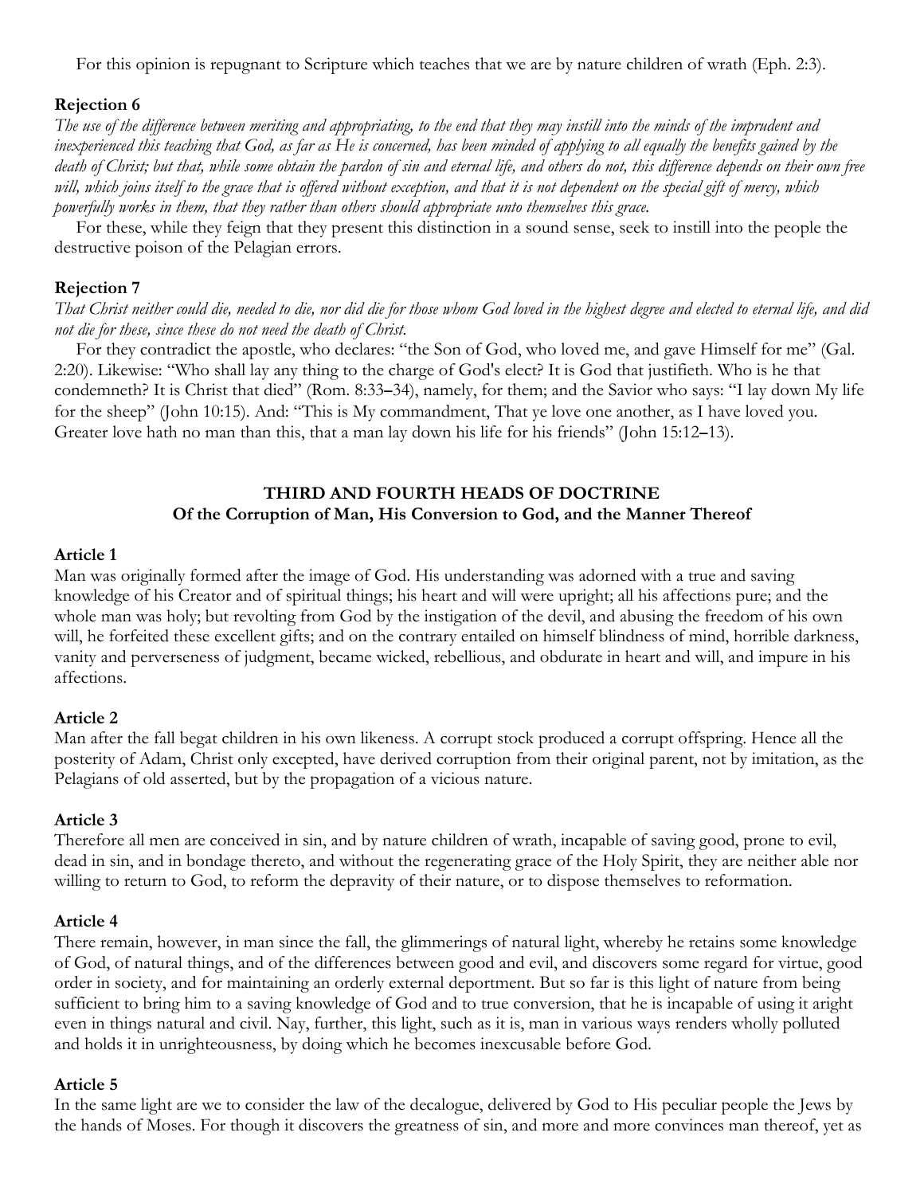For this opinion is repugnant to Scripture which teaches that we are by nature children of wrath (Eph. 2:3).

**Rejection 6**

*The use of the difference between meriting and appropriating, to the end that they may instill into the minds of the imprudent and inexperienced this teaching that God, as far as He is concerned, has been minded of applying to all equally the benefits gained by the death of Christ; but that, while some obtain the pardon of sin and eternal life, and others do not, this difference depends on their own free will, which joins itself to the grace that is offered without exception, and that it is not dependent on the special gift of mercy, which powerfully works in them, that they rather than others should appropriate unto themselves this grace.*

For these, while they feign that they present this distinction in a sound sense, seek to instill into the people the destructive poison of the Pelagian errors.

**Rejection 7**

*That Christ neither could die, needed to die, nor did die for those whom God loved in the highest degree and elected to eternal life, and did not die for these, since these do not need the death of Christ.*

For they contradict the apostle, who declares: "the Son of God, who loved me, and gave Himself for me" (Gal. 2:20). Likewise: "Who shall lay any thing to the charge of God's elect? It is God that justifieth. Who is he that condemneth? It is Christ that died" (Rom. 8:33–34), namely, for them; and the Savior who says: "I lay down My life for the sheep" (John 10:15). And: "This is My commandment, That ye love one another, as I have loved you. Greater love hath no man than this, that a man lay down his life for his friends" (John 15:12–13).

## THIRD AND FOURTH HEADS OF DOCTRINE
## Of the Corruption of Man, His Conversion to God, and the Manner Thereof

**Article 1**

Man was originally formed after the image of God. His understanding was adorned with a true and saving knowledge of his Creator and of spiritual things; his heart and will were upright; all his affections pure; and the whole man was holy; but revolting from God by the instigation of the devil, and abusing the freedom of his own will, he forfeited these excellent gifts; and on the contrary entailed on himself blindness of mind, horrible darkness, vanity and perverseness of judgment, became wicked, rebellious, and obdurate in heart and will, and impure in his affections.

**Article 2**

Man after the fall begat children in his own likeness. A corrupt stock produced a corrupt offspring. Hence all the posterity of Adam, Christ only excepted, have derived corruption from their original parent, not by imitation, as the Pelagians of old asserted, but by the propagation of a vicious nature.

**Article 3**

Therefore all men are conceived in sin, and by nature children of wrath, incapable of saving good, prone to evil, dead in sin, and in bondage thereto, and without the regenerating grace of the Holy Spirit, they are neither able nor willing to return to God, to reform the depravity of their nature, or to dispose themselves to reformation.

**Article 4**

There remain, however, in man since the fall, the glimmerings of natural light, whereby he retains some knowledge of God, of natural things, and of the differences between good and evil, and discovers some regard for virtue, good order in society, and for maintaining an orderly external deportment. But so far is this light of nature from being sufficient to bring him to a saving knowledge of God and to true conversion, that he is incapable of using it aright even in things natural and civil. Nay, further, this light, such as it is, man in various ways renders wholly polluted and holds it in unrighteousness, by doing which he becomes inexcusable before God.

**Article 5**

In the same light are we to consider the law of the decalogue, delivered by God to His peculiar people the Jews by the hands of Moses. For though it discovers the greatness of sin, and more and more convinces man thereof, yet as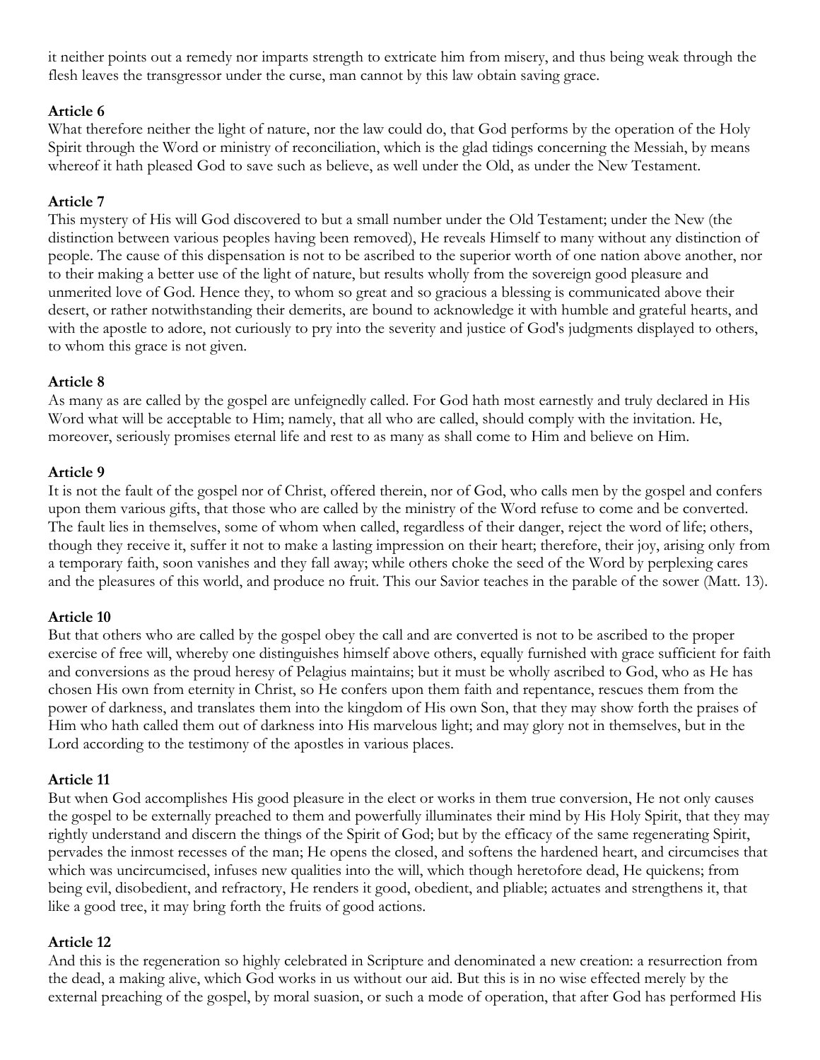it neither points out a remedy nor imparts strength to extricate him from misery, and thus being weak through the flesh leaves the transgressor under the curse, man cannot by this law obtain saving grace.

**Article 6**
What therefore neither the light of nature, nor the law could do, that God performs by the operation of the Holy Spirit through the Word or ministry of reconciliation, which is the glad tidings concerning the Messiah, by means whereof it hath pleased God to save such as believe, as well under the Old, as under the New Testament.

**Article 7**
This mystery of His will God discovered to but a small number under the Old Testament; under the New (the distinction between various peoples having been removed), He reveals Himself to many without any distinction of people. The cause of this dispensation is not to be ascribed to the superior worth of one nation above another, nor to their making a better use of the light of nature, but results wholly from the sovereign good pleasure and unmerited love of God. Hence they, to whom so great and so gracious a blessing is communicated above their desert, or rather notwithstanding their demerits, are bound to acknowledge it with humble and grateful hearts, and with the apostle to adore, not curiously to pry into the severity and justice of God's judgments displayed to others, to whom this grace is not given.

**Article 8**
As many as are called by the gospel are unfeignedly called. For God hath most earnestly and truly declared in His Word what will be acceptable to Him; namely, that all who are called, should comply with the invitation. He, moreover, seriously promises eternal life and rest to as many as shall come to Him and believe on Him.

**Article 9**
It is not the fault of the gospel nor of Christ, offered therein, nor of God, who calls men by the gospel and confers upon them various gifts, that those who are called by the ministry of the Word refuse to come and be converted. The fault lies in themselves, some of whom when called, regardless of their danger, reject the word of life; others, though they receive it, suffer it not to make a lasting impression on their heart; therefore, their joy, arising only from a temporary faith, soon vanishes and they fall away; while others choke the seed of the Word by perplexing cares and the pleasures of this world, and produce no fruit. This our Savior teaches in the parable of the sower (Matt. 13).

**Article 10**
But that others who are called by the gospel obey the call and are converted is not to be ascribed to the proper exercise of free will, whereby one distinguishes himself above others, equally furnished with grace sufficient for faith and conversions as the proud heresy of Pelagius maintains; but it must be wholly ascribed to God, who as He has chosen His own from eternity in Christ, so He confers upon them faith and repentance, rescues them from the power of darkness, and translates them into the kingdom of His own Son, that they may show forth the praises of Him who hath called them out of darkness into His marvelous light; and may glory not in themselves, but in the Lord according to the testimony of the apostles in various places.

**Article 11**
But when God accomplishes His good pleasure in the elect or works in them true conversion, He not only causes the gospel to be externally preached to them and powerfully illuminates their mind by His Holy Spirit, that they may rightly understand and discern the things of the Spirit of God; but by the efficacy of the same regenerating Spirit, pervades the inmost recesses of the man; He opens the closed, and softens the hardened heart, and circumcises that which was uncircumcised, infuses new qualities into the will, which though heretofore dead, He quickens; from being evil, disobedient, and refractory, He renders it good, obedient, and pliable; actuates and strengthens it, that like a good tree, it may bring forth the fruits of good actions.

**Article 12**
And this is the regeneration so highly celebrated in Scripture and denominated a new creation: a resurrection from the dead, a making alive, which God works in us without our aid. But this is in no wise effected merely by the external preaching of the gospel, by moral suasion, or such a mode of operation, that after God has performed His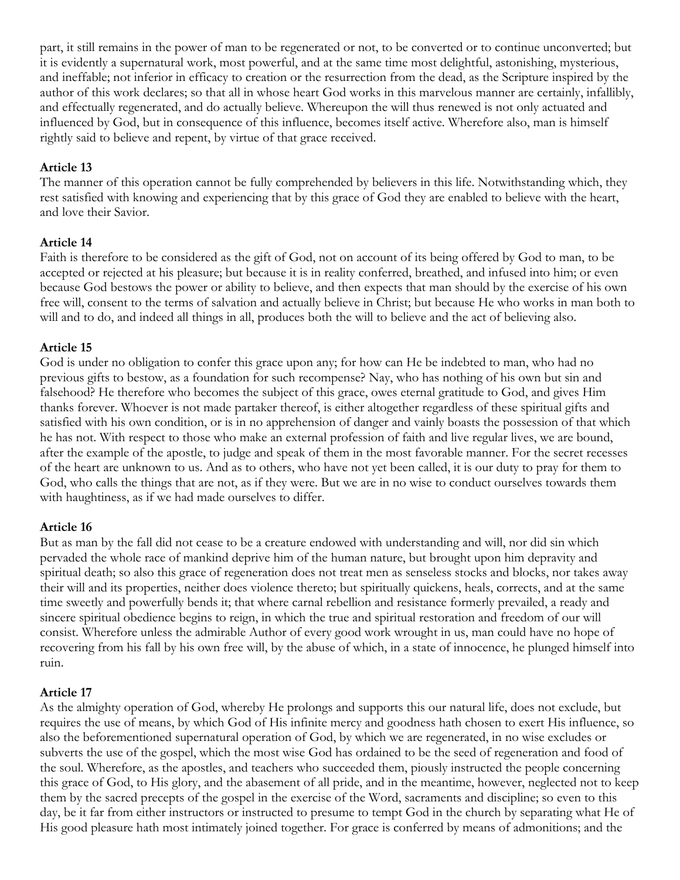part, it still remains in the power of man to be regenerated or not, to be converted or to continue unconverted; but it is evidently a supernatural work, most powerful, and at the same time most delightful, astonishing, mysterious, and ineffable; not inferior in efficacy to creation or the resurrection from the dead, as the Scripture inspired by the author of this work declares; so that all in whose heart God works in this marvelous manner are certainly, infallibly, and effectually regenerated, and do actually believe. Whereupon the will thus renewed is not only actuated and influenced by God, but in consequence of this influence, becomes itself active. Wherefore also, man is himself rightly said to believe and repent, by virtue of that grace received.

**Article 13**
The manner of this operation cannot be fully comprehended by believers in this life. Notwithstanding which, they rest satisfied with knowing and experiencing that by this grace of God they are enabled to believe with the heart, and love their Savior.

**Article 14**
Faith is therefore to be considered as the gift of God, not on account of its being offered by God to man, to be accepted or rejected at his pleasure; but because it is in reality conferred, breathed, and infused into him; or even because God bestows the power or ability to believe, and then expects that man should by the exercise of his own free will, consent to the terms of salvation and actually believe in Christ; but because He who works in man both to will and to do, and indeed all things in all, produces both the will to believe and the act of believing also.

**Article 15**
God is under no obligation to confer this grace upon any; for how can He be indebted to man, who had no previous gifts to bestow, as a foundation for such recompense? Nay, who has nothing of his own but sin and falsehood? He therefore who becomes the subject of this grace, owes eternal gratitude to God, and gives Him thanks forever. Whoever is not made partaker thereof, is either altogether regardless of these spiritual gifts and satisfied with his own condition, or is in no apprehension of danger and vainly boasts the possession of that which he has not. With respect to those who make an external profession of faith and live regular lives, we are bound, after the example of the apostle, to judge and speak of them in the most favorable manner. For the secret recesses of the heart are unknown to us. And as to others, who have not yet been called, it is our duty to pray for them to God, who calls the things that are not, as if they were. But we are in no wise to conduct ourselves towards them with haughtiness, as if we had made ourselves to differ.

**Article 16**
But as man by the fall did not cease to be a creature endowed with understanding and will, nor did sin which pervaded the whole race of mankind deprive him of the human nature, but brought upon him depravity and spiritual death; so also this grace of regeneration does not treat men as senseless stocks and blocks, nor takes away their will and its properties, neither does violence thereto; but spiritually quickens, heals, corrects, and at the same time sweetly and powerfully bends it; that where carnal rebellion and resistance formerly prevailed, a ready and sincere spiritual obedience begins to reign, in which the true and spiritual restoration and freedom of our will consist. Wherefore unless the admirable Author of every good work wrought in us, man could have no hope of recovering from his fall by his own free will, by the abuse of which, in a state of innocence, he plunged himself into ruin.

**Article 17**
As the almighty operation of God, whereby He prolongs and supports this our natural life, does not exclude, but requires the use of means, by which God of His infinite mercy and goodness hath chosen to exert His influence, so also the beforementioned supernatural operation of God, by which we are regenerated, in no wise excludes or subverts the use of the gospel, which the most wise God has ordained to be the seed of regeneration and food of the soul. Wherefore, as the apostles, and teachers who succeeded them, piously instructed the people concerning this grace of God, to His glory, and the abasement of all pride, and in the meantime, however, neglected not to keep them by the sacred precepts of the gospel in the exercise of the Word, sacraments and discipline; so even to this day, be it far from either instructors or instructed to presume to tempt God in the church by separating what He of His good pleasure hath most intimately joined together. For grace is conferred by means of admonitions; and the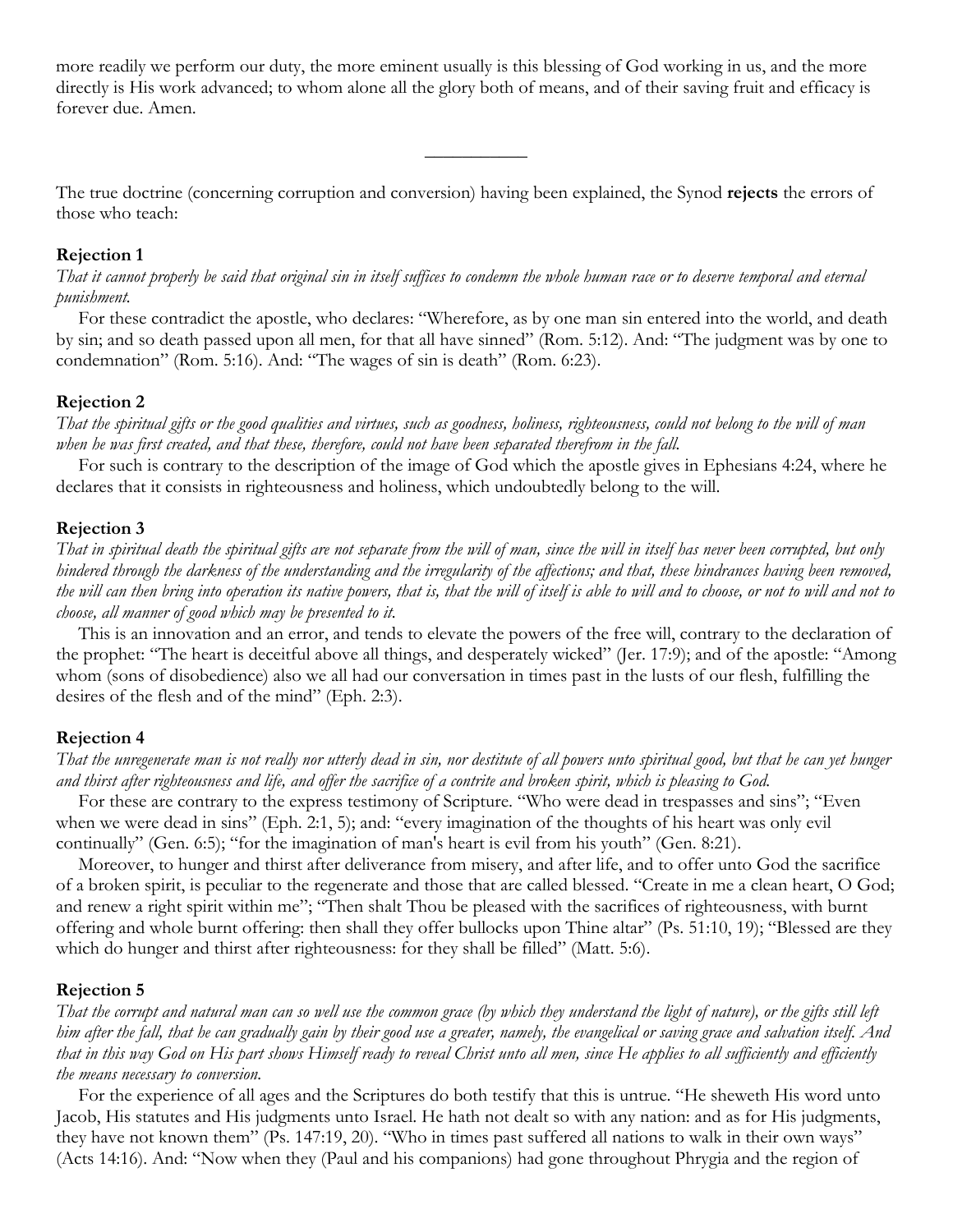more readily we perform our duty, the more eminent usually is this blessing of God working in us, and the more directly is His work advanced; to whom alone all the glory both of means, and of their saving fruit and efficacy is forever due. Amen.

---

The true doctrine (concerning corruption and conversion) having been explained, the Synod **rejects** the errors of those who teach:

**Rejection 1**

*That it cannot properly be said that original sin in itself suffices to condemn the whole human race or to deserve temporal and eternal punishment.*

For these contradict the apostle, who declares: "Wherefore, as by one man sin entered into the world, and death by sin; and so death passed upon all men, for that all have sinned" (Rom. 5:12). And: "The judgment was by one to condemnation" (Rom. 5:16). And: "The wages of sin is death" (Rom. 6:23).

**Rejection 2**

*That the spiritual gifts or the good qualities and virtues, such as goodness, holiness, righteousness, could not belong to the will of man when he was first created, and that these, therefore, could not have been separated therefrom in the fall.*

For such is contrary to the description of the image of God which the apostle gives in Ephesians 4:24, where he declares that it consists in righteousness and holiness, which undoubtedly belong to the will.

**Rejection 3**

*That in spiritual death the spiritual gifts are not separate from the will of man, since the will in itself has never been corrupted, but only hindered through the darkness of the understanding and the irregularity of the affections; and that, these hindrances having been removed, the will can then bring into operation its native powers, that is, that the will of itself is able to will and to choose, or not to will and not to choose, all manner of good which may be presented to it.*

This is an innovation and an error, and tends to elevate the powers of the free will, contrary to the declaration of the prophet: "The heart is deceitful above all things, and desperately wicked" (Jer. 17:9); and of the apostle: "Among whom (sons of disobedience) also we all had our conversation in times past in the lusts of our flesh, fulfilling the desires of the flesh and of the mind" (Eph. 2:3).

**Rejection 4**

*That the unregenerate man is not really nor utterly dead in sin, nor destitute of all powers unto spiritual good, but that he can yet hunger and thirst after righteousness and life, and offer the sacrifice of a contrite and broken spirit, which is pleasing to God.*

For these are contrary to the express testimony of Scripture. "Who were dead in trespasses and sins"; "Even when we were dead in sins" (Eph. 2:1, 5); and: "every imagination of the thoughts of his heart was only evil continually" (Gen. 6:5); "for the imagination of man's heart is evil from his youth" (Gen. 8:21).

Moreover, to hunger and thirst after deliverance from misery, and after life, and to offer unto God the sacrifice of a broken spirit, is peculiar to the regenerate and those that are called blessed. "Create in me a clean heart, O God; and renew a right spirit within me"; "Then shalt Thou be pleased with the sacrifices of righteousness, with burnt offering and whole burnt offering: then shall they offer bullocks upon Thine altar" (Ps. 51:10, 19); "Blessed are they which do hunger and thirst after righteousness: for they shall be filled" (Matt. 5:6).

**Rejection 5**

*That the corrupt and natural man can so well use the common grace (by which they understand the light of nature), or the gifts still left him after the fall, that he can gradually gain by their good use a greater, namely, the evangelical or saving grace and salvation itself. And that in this way God on His part shows Himself ready to reveal Christ unto all men, since He applies to all sufficiently and efficiently the means necessary to conversion.*

For the experience of all ages and the Scriptures do both testify that this is untrue. "He sheweth His word unto Jacob, His statutes and His judgments unto Israel. He hath not dealt so with any nation: and as for His judgments, they have not known them" (Ps. 147:19, 20). "Who in times past suffered all nations to walk in their own ways" (Acts 14:16). And: "Now when they (Paul and his companions) had gone throughout Phrygia and the region of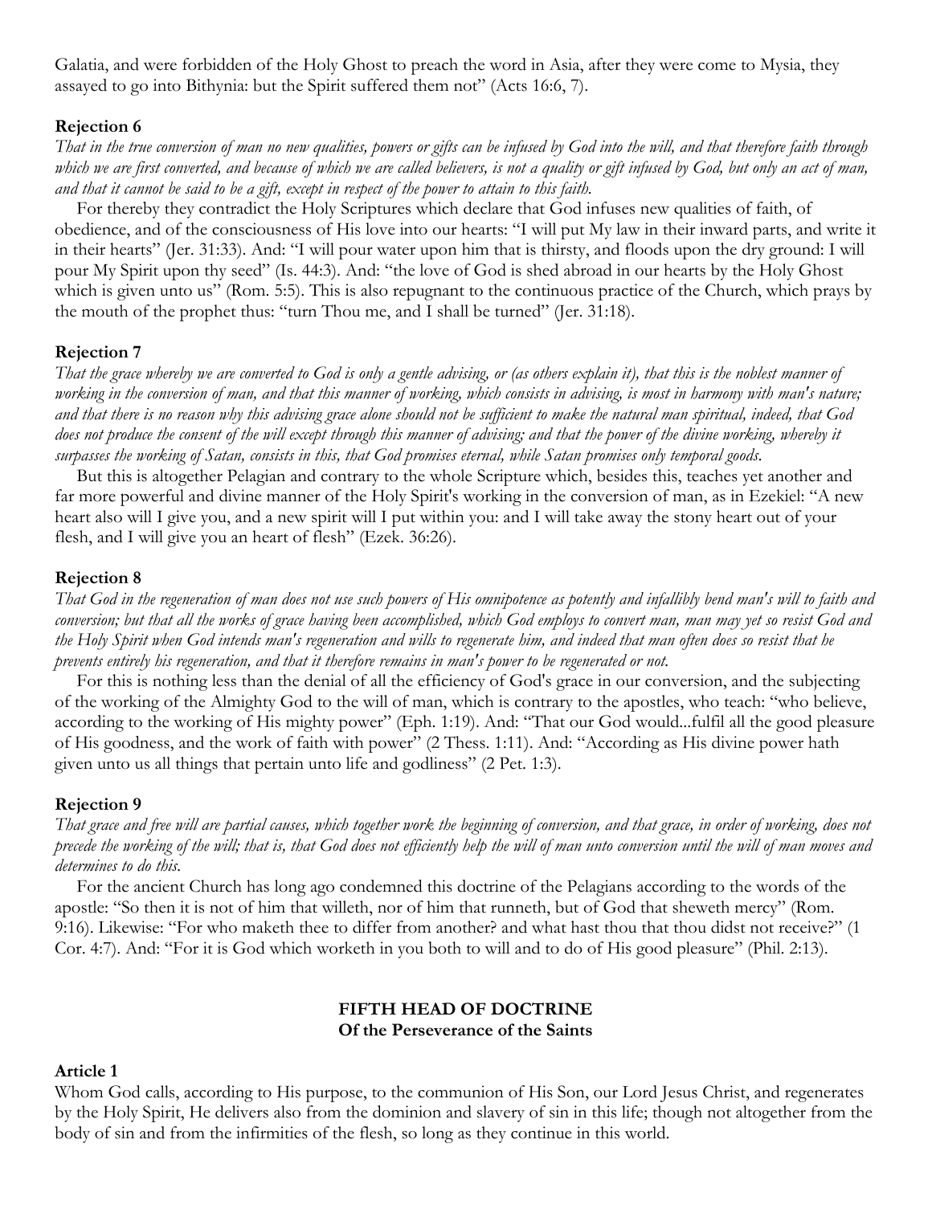Galatia, and were forbidden of the Holy Ghost to preach the word in Asia, after they were come to Mysia, they assayed to go into Bithynia: but the Spirit suffered them not" (Acts 16:6, 7).

**Rejection 6**

*That in the true conversion of man no new qualities, powers or gifts can be infused by God into the will, and that therefore faith through which we are first converted, and because of which we are called believers, is not a quality or gift infused by God, but only an act of man, and that it cannot be said to be a gift, except in respect of the power to attain to this faith.*

For thereby they contradict the Holy Scriptures which declare that God infuses new qualities of faith, of obedience, and of the consciousness of His love into our hearts: "I will put My law in their inward parts, and write it in their hearts" (Jer. 31:33). And: "I will pour water upon him that is thirsty, and floods upon the dry ground: I will pour My Spirit upon thy seed" (Is. 44:3). And: "the love of God is shed abroad in our hearts by the Holy Ghost which is given unto us" (Rom. 5:5). This is also repugnant to the continuous practice of the Church, which prays by the mouth of the prophet thus: "turn Thou me, and I shall be turned" (Jer. 31:18).

**Rejection 7**

*That the grace whereby we are converted to God is only a gentle advising, or (as others explain it), that this is the noblest manner of working in the conversion of man, and that this manner of working, which consists in advising, is most in harmony with man's nature; and that there is no reason why this advising grace alone should not be sufficient to make the natural man spiritual, indeed, that God does not produce the consent of the will except through this manner of advising; and that the power of the divine working, whereby it surpasses the working of Satan, consists in this, that God promises eternal, while Satan promises only temporal goods.*

But this is altogether Pelagian and contrary to the whole Scripture which, besides this, teaches yet another and far more powerful and divine manner of the Holy Spirit's working in the conversion of man, as in Ezekiel: "A new heart also will I give you, and a new spirit will I put within you: and I will take away the stony heart out of your flesh, and I will give you an heart of flesh" (Ezek. 36:26).

**Rejection 8**

*That God in the regeneration of man does not use such powers of His omnipotence as potently and infallibly bend man's will to faith and conversion; but that all the works of grace having been accomplished, which God employs to convert man, man may yet so resist God and the Holy Spirit when God intends man's regeneration and wills to regenerate him, and indeed that man often does so resist that he prevents entirely his regeneration, and that it therefore remains in man's power to be regenerated or not.*

For this is nothing less than the denial of all the efficiency of God's grace in our conversion, and the subjecting of the working of the Almighty God to the will of man, which is contrary to the apostles, who teach: "who believe, according to the working of His mighty power" (Eph. 1:19). And: "That our God would...fulfil all the good pleasure of His goodness, and the work of faith with power" (2 Thess. 1:11). And: "According as His divine power hath given unto us all things that pertain unto life and godliness" (2 Pet. 1:3).

**Rejection 9**

*That grace and free will are partial causes, which together work the beginning of conversion, and that grace, in order of working, does not precede the working of the will; that is, that God does not efficiently help the will of man unto conversion until the will of man moves and determines to do this.*

For the ancient Church has long ago condemned this doctrine of the Pelagians according to the words of the apostle: "So then it is not of him that willeth, nor of him that runneth, but of God that sheweth mercy" (Rom. 9:16). Likewise: "For who maketh thee to differ from another? and what hast thou that thou didst not receive?" (1 Cor. 4:7). And: "For it is God which worketh in you both to will and to do of His good pleasure" (Phil. 2:13).

## FIFTH HEAD OF DOCTRINE
## Of the Perseverance of the Saints

**Article 1**

Whom God calls, according to His purpose, to the communion of His Son, our Lord Jesus Christ, and regenerates by the Holy Spirit, He delivers also from the dominion and slavery of sin in this life; though not altogether from the body of sin and from the infirmities of the flesh, so long as they continue in this world.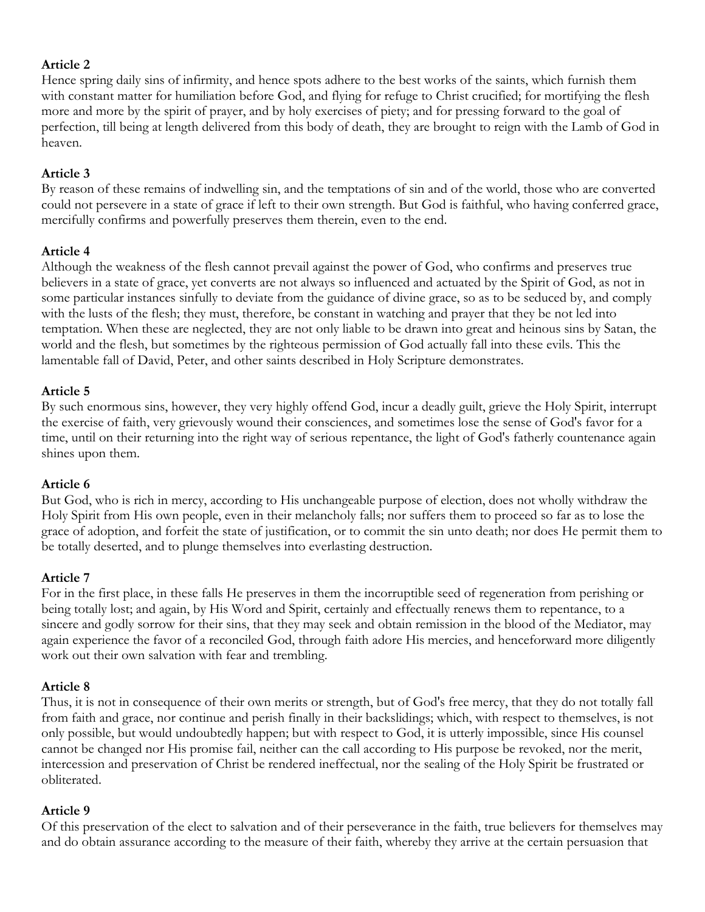**Article 2**
Hence spring daily sins of infirmity, and hence spots adhere to the best works of the saints, which furnish them with constant matter for humiliation before God, and flying for refuge to Christ crucified; for mortifying the flesh more and more by the spirit of prayer, and by holy exercises of piety; and for pressing forward to the goal of perfection, till being at length delivered from this body of death, they are brought to reign with the Lamb of God in heaven.

**Article 3**
By reason of these remains of indwelling sin, and the temptations of sin and of the world, those who are converted could not persevere in a state of grace if left to their own strength. But God is faithful, who having conferred grace, mercifully confirms and powerfully preserves them therein, even to the end.

**Article 4**
Although the weakness of the flesh cannot prevail against the power of God, who confirms and preserves true believers in a state of grace, yet converts are not always so influenced and actuated by the Spirit of God, as not in some particular instances sinfully to deviate from the guidance of divine grace, so as to be seduced by, and comply with the lusts of the flesh; they must, therefore, be constant in watching and prayer that they be not led into temptation. When these are neglected, they are not only liable to be drawn into great and heinous sins by Satan, the world and the flesh, but sometimes by the righteous permission of God actually fall into these evils. This the lamentable fall of David, Peter, and other saints described in Holy Scripture demonstrates.

**Article 5**
By such enormous sins, however, they very highly offend God, incur a deadly guilt, grieve the Holy Spirit, interrupt the exercise of faith, very grievously wound their consciences, and sometimes lose the sense of God's favor for a time, until on their returning into the right way of serious repentance, the light of God's fatherly countenance again shines upon them.

**Article 6**
But God, who is rich in mercy, according to His unchangeable purpose of election, does not wholly withdraw the Holy Spirit from His own people, even in their melancholy falls; nor suffers them to proceed so far as to lose the grace of adoption, and forfeit the state of justification, or to commit the sin unto death; nor does He permit them to be totally deserted, and to plunge themselves into everlasting destruction.

**Article 7**
For in the first place, in these falls He preserves in them the incorruptible seed of regeneration from perishing or being totally lost; and again, by His Word and Spirit, certainly and effectually renews them to repentance, to a sincere and godly sorrow for their sins, that they may seek and obtain remission in the blood of the Mediator, may again experience the favor of a reconciled God, through faith adore His mercies, and henceforward more diligently work out their own salvation with fear and trembling.

**Article 8**
Thus, it is not in consequence of their own merits or strength, but of God's free mercy, that they do not totally fall from faith and grace, nor continue and perish finally in their backslidings; which, with respect to themselves, is not only possible, but would undoubtedly happen; but with respect to God, it is utterly impossible, since His counsel cannot be changed nor His promise fail, neither can the call according to His purpose be revoked, nor the merit, intercession and preservation of Christ be rendered ineffectual, nor the sealing of the Holy Spirit be frustrated or obliterated.

**Article 9**
Of this preservation of the elect to salvation and of their perseverance in the faith, true believers for themselves may and do obtain assurance according to the measure of their faith, whereby they arrive at the certain persuasion that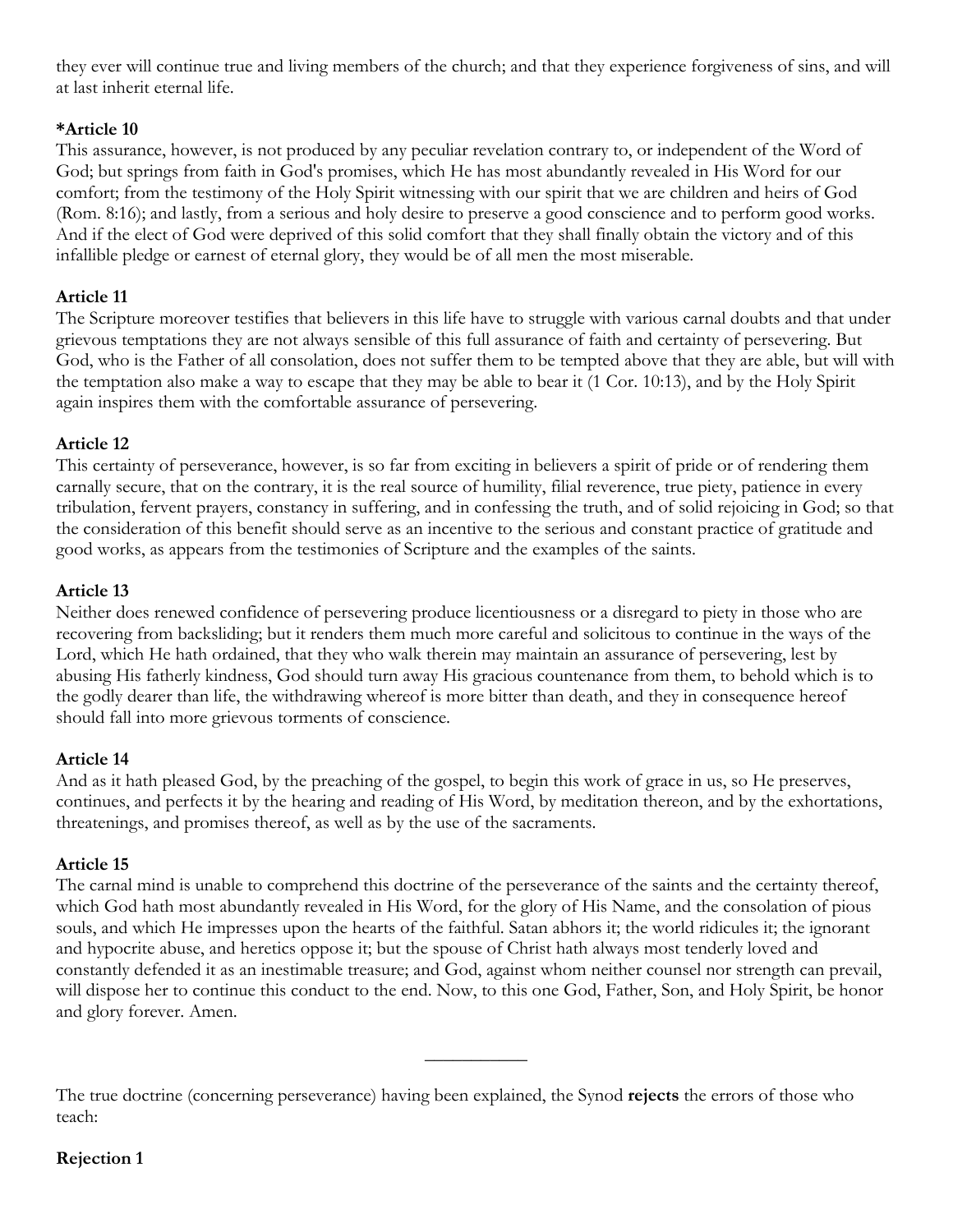they ever will continue true and living members of the church; and that they experience forgiveness of sins, and will at last inherit eternal life.

### *Article 10

This assurance, however, is not produced by any peculiar revelation contrary to, or independent of the Word of God; but springs from faith in God's promises, which He has most abundantly revealed in His Word for our comfort; from the testimony of the Holy Spirit witnessing with our spirit that we are children and heirs of God (Rom. 8:16); and lastly, from a serious and holy desire to preserve a good conscience and to perform good works. And if the elect of God were deprived of this solid comfort that they shall finally obtain the victory and of this infallible pledge or earnest of eternal glory, they would be of all men the most miserable.

### Article 11

The Scripture moreover testifies that believers in this life have to struggle with various carnal doubts and that under grievous temptations they are not always sensible of this full assurance of faith and certainty of persevering. But God, who is the Father of all consolation, does not suffer them to be tempted above that they are able, but will with the temptation also make a way to escape that they may be able to bear it (1 Cor. 10:13), and by the Holy Spirit again inspires them with the comfortable assurance of persevering.

### Article 12

This certainty of perseverance, however, is so far from exciting in believers a spirit of pride or of rendering them carnally secure, that on the contrary, it is the real source of humility, filial reverence, true piety, patience in every tribulation, fervent prayers, constancy in suffering, and in confessing the truth, and of solid rejoicing in God; so that the consideration of this benefit should serve as an incentive to the serious and constant practice of gratitude and good works, as appears from the testimonies of Scripture and the examples of the saints.

### Article 13

Neither does renewed confidence of persevering produce licentiousness or a disregard to piety in those who are recovering from backsliding; but it renders them much more careful and solicitous to continue in the ways of the Lord, which He hath ordained, that they who walk therein may maintain an assurance of persevering, lest by abusing His fatherly kindness, God should turn away His gracious countenance from them, to behold which is to the godly dearer than life, the withdrawing whereof is more bitter than death, and they in consequence hereof should fall into more grievous torments of conscience.

### Article 14

And as it hath pleased God, by the preaching of the gospel, to begin this work of grace in us, so He preserves, continues, and perfects it by the hearing and reading of His Word, by meditation thereon, and by the exhortations, threatenings, and promises thereof, as well as by the use of the sacraments.

### Article 15

The carnal mind is unable to comprehend this doctrine of the perseverance of the saints and the certainty thereof, which God hath most abundantly revealed in His Word, for the glory of His Name, and the consolation of pious souls, and which He impresses upon the hearts of the faithful. Satan abhors it; the world ridicules it; the ignorant and hypocrite abuse, and heretics oppose it; but the spouse of Christ hath always most tenderly loved and constantly defended it as an inestimable treasure; and God, against whom neither counsel nor strength can prevail, will dispose her to continue this conduct to the end. Now, to this one God, Father, Son, and Holy Spirit, be honor and glory forever. Amen.

---

The true doctrine (concerning perseverance) having been explained, the Synod **rejects** the errors of those who teach:

### Rejection 1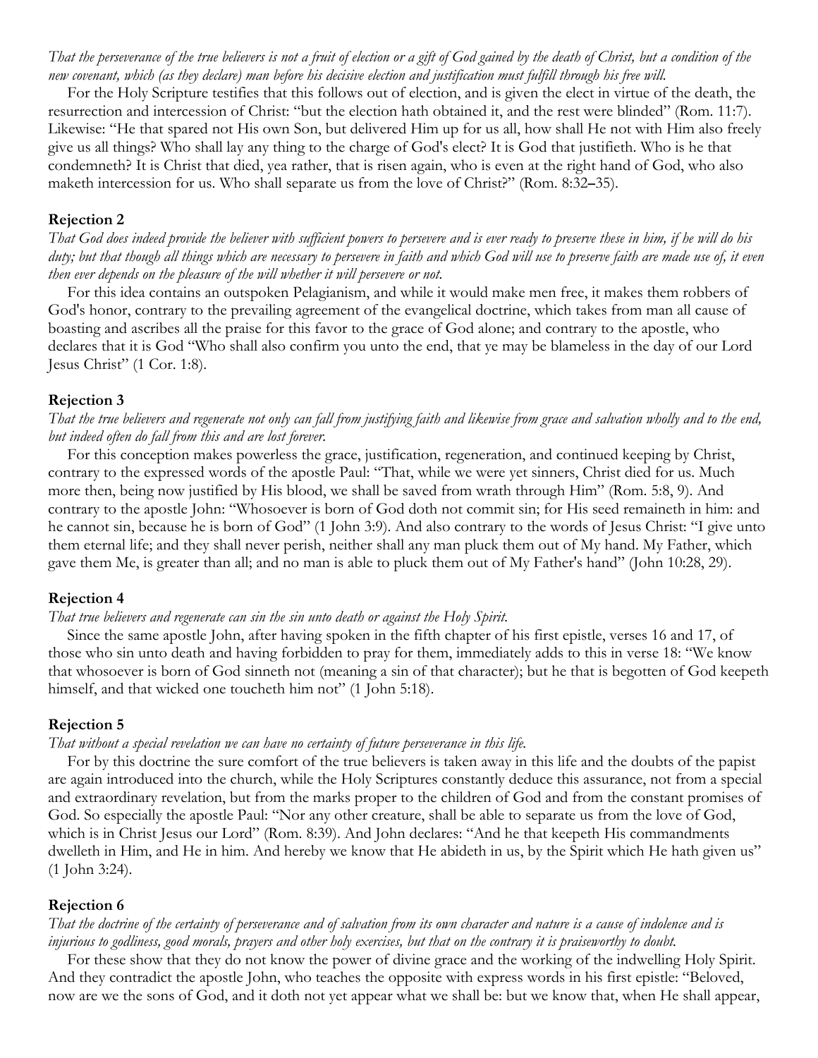*That the perseverance of the true believers is not a fruit of election or a gift of God gained by the death of Christ, but a condition of the new covenant, which (as they declare) man before his decisive election and justification must fulfill through his free will.*

For the Holy Scripture testifies that this follows out of election, and is given the elect in virtue of the death, the resurrection and intercession of Christ: "but the election hath obtained it, and the rest were blinded" (Rom. 11:7). Likewise: "He that spared not His own Son, but delivered Him up for us all, how shall He not with Him also freely give us all things? Who shall lay any thing to the charge of God's elect? It is God that justifieth. Who is he that condemneth? It is Christ that died, yea rather, that is risen again, who is even at the right hand of God, who also maketh intercession for us. Who shall separate us from the love of Christ?" (Rom. 8:32–35).

### Rejection 2

*That God does indeed provide the believer with sufficient powers to persevere and is ever ready to preserve these in him, if he will do his duty; but that though all things which are necessary to persevere in faith and which God will use to preserve faith are made use of, it even then ever depends on the pleasure of the will whether it will persevere or not.*

For this idea contains an outspoken Pelagianism, and while it would make men free, it makes them robbers of God's honor, contrary to the prevailing agreement of the evangelical doctrine, which takes from man all cause of boasting and ascribes all the praise for this favor to the grace of God alone; and contrary to the apostle, who declares that it is God "Who shall also confirm you unto the end, that ye may be blameless in the day of our Lord Jesus Christ" (1 Cor. 1:8).

### Rejection 3

*That the true believers and regenerate not only can fall from justifying faith and likewise from grace and salvation wholly and to the end, but indeed often do fall from this and are lost forever.*

For this conception makes powerless the grace, justification, regeneration, and continued keeping by Christ, contrary to the expressed words of the apostle Paul: "That, while we were yet sinners, Christ died for us. Much more then, being now justified by His blood, we shall be saved from wrath through Him" (Rom. 5:8, 9). And contrary to the apostle John: "Whosoever is born of God doth not commit sin; for His seed remaineth in him: and he cannot sin, because he is born of God" (1 John 3:9). And also contrary to the words of Jesus Christ: "I give unto them eternal life; and they shall never perish, neither shall any man pluck them out of My hand. My Father, which gave them Me, is greater than all; and no man is able to pluck them out of My Father's hand" (John 10:28, 29).

### Rejection 4

*That true believers and regenerate can sin the sin unto death or against the Holy Spirit.*

Since the same apostle John, after having spoken in the fifth chapter of his first epistle, verses 16 and 17, of those who sin unto death and having forbidden to pray for them, immediately adds to this in verse 18: "We know that whosoever is born of God sinneth not (meaning a sin of that character); but he that is begotten of God keepeth himself, and that wicked one toucheth him not" (1 John 5:18).

### Rejection 5

*That without a special revelation we can have no certainty of future perseverance in this life.*

For by this doctrine the sure comfort of the true believers is taken away in this life and the doubts of the papist are again introduced into the church, while the Holy Scriptures constantly deduce this assurance, not from a special and extraordinary revelation, but from the marks proper to the children of God and from the constant promises of God. So especially the apostle Paul: "Nor any other creature, shall be able to separate us from the love of God, which is in Christ Jesus our Lord" (Rom. 8:39). And John declares: "And he that keepeth His commandments dwelleth in Him, and He in him. And hereby we know that He abideth in us, by the Spirit which He hath given us" (1 John 3:24).

### Rejection 6

*That the doctrine of the certainty of perseverance and of salvation from its own character and nature is a cause of indolence and is injurious to godliness, good morals, prayers and other holy exercises, but that on the contrary it is praiseworthy to doubt.*

For these show that they do not know the power of divine grace and the working of the indwelling Holy Spirit. And they contradict the apostle John, who teaches the opposite with express words in his first epistle: "Beloved, now are we the sons of God, and it doth not yet appear what we shall be: but we know that, when He shall appear,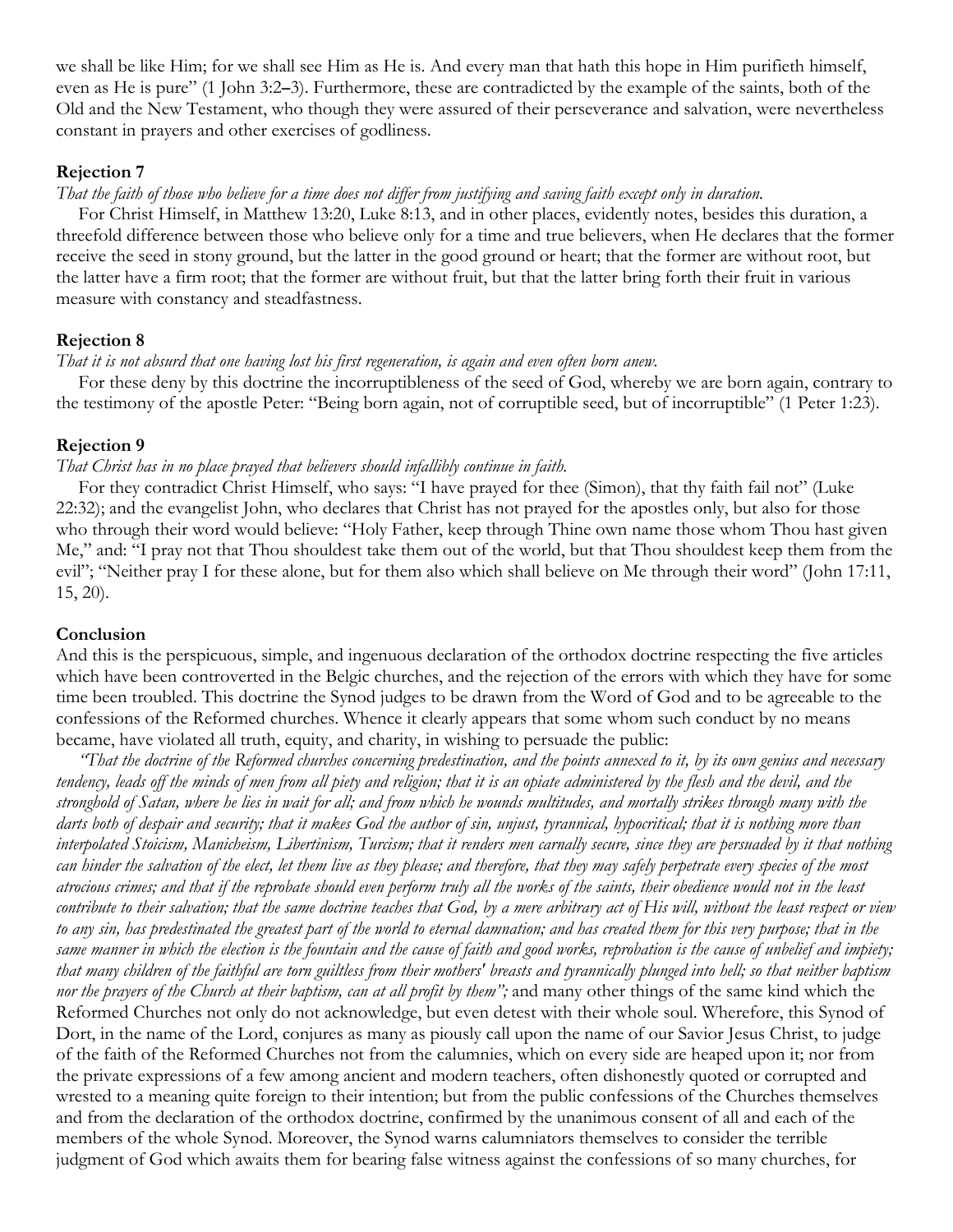we shall be like Him; for we shall see Him as He is. And every man that hath this hope in Him purifieth himself, even as He is pure" (1 John 3:2–3). Furthermore, these are contradicted by the example of the saints, both of the Old and the New Testament, who though they were assured of their perseverance and salvation, were nevertheless constant in prayers and other exercises of godliness.

**Rejection 7**

*That the faith of those who believe for a time does not differ from justifying and saving faith except only in duration.*

For Christ Himself, in Matthew 13:20, Luke 8:13, and in other places, evidently notes, besides this duration, a threefold difference between those who believe only for a time and true believers, when He declares that the former receive the seed in stony ground, but the latter in the good ground or heart; that the former are without root, but the latter have a firm root; that the former are without fruit, but that the latter bring forth their fruit in various measure with constancy and steadfastness.

**Rejection 8**

*That it is not absurd that one having lost his first regeneration, is again and even often born anew.*

For these deny by this doctrine the incorruptibleness of the seed of God, whereby we are born again, contrary to the testimony of the apostle Peter: "Being born again, not of corruptible seed, but of incorruptible" (1 Peter 1:23).

**Rejection 9**

*That Christ has in no place prayed that believers should infallibly continue in faith.*

For they contradict Christ Himself, who says: "I have prayed for thee (Simon), that thy faith fail not" (Luke 22:32); and the evangelist John, who declares that Christ has not prayed for the apostles only, but also for those who through their word would believe: "Holy Father, keep through Thine own name those whom Thou hast given Me," and: "I pray not that Thou shouldest take them out of the world, but that Thou shouldest keep them from the evil"; "Neither pray I for these alone, but for them also which shall believe on Me through their word" (John 17:11, 15, 20).

**Conclusion**

And this is the perspicuous, simple, and ingenuous declaration of the orthodox doctrine respecting the five articles which have been controverted in the Belgic churches, and the rejection of the errors with which they have for some time been troubled. This doctrine the Synod judges to be drawn from the Word of God and to be agreeable to the confessions of the Reformed churches. Whence it clearly appears that some whom such conduct by no means became, have violated all truth, equity, and charity, in wishing to persuade the public:

*"That the doctrine of the Reformed churches concerning predestination, and the points annexed to it, by its own genius and necessary tendency, leads off the minds of men from all piety and religion; that it is an opiate administered by the flesh and the devil, and the stronghold of Satan, where he lies in wait for all; and from which he wounds multitudes, and mortally strikes through many with the darts both of despair and security; that it makes God the author of sin, unjust, tyrannical, hypocritical; that it is nothing more than interpolated Stoicism, Manicheism, Libertinism, Turcism; that it renders men carnally secure, since they are persuaded by it that nothing can hinder the salvation of the elect, let them live as they please; and therefore, that they may safely perpetrate every species of the most atrocious crimes; and that if the reprobate should even perform truly all the works of the saints, their obedience would not in the least contribute to their salvation; that the same doctrine teaches that God, by a mere arbitrary act of His will, without the least respect or view to any sin, has predestinated the greatest part of the world to eternal damnation; and has created them for this very purpose; that in the same manner in which the election is the fountain and the cause of faith and good works, reprobation is the cause of unbelief and impiety; that many children of the faithful are torn guiltless from their mothers' breasts and tyrannically plunged into hell; so that neither baptism nor the prayers of the Church at their baptism, can at all profit by them";* and many other things of the same kind which the Reformed Churches not only do not acknowledge, but even detest with their whole soul. Wherefore, this Synod of Dort, in the name of the Lord, conjures as many as piously call upon the name of our Savior Jesus Christ, to judge of the faith of the Reformed Churches not from the calumnies, which on every side are heaped upon it; nor from the private expressions of a few among ancient and modern teachers, often dishonestly quoted or corrupted and wrested to a meaning quite foreign to their intention; but from the public confessions of the Churches themselves and from the declaration of the orthodox doctrine, confirmed by the unanimous consent of all and each of the members of the whole Synod. Moreover, the Synod warns calumniators themselves to consider the terrible judgment of God which awaits them for bearing false witness against the confessions of so many churches, for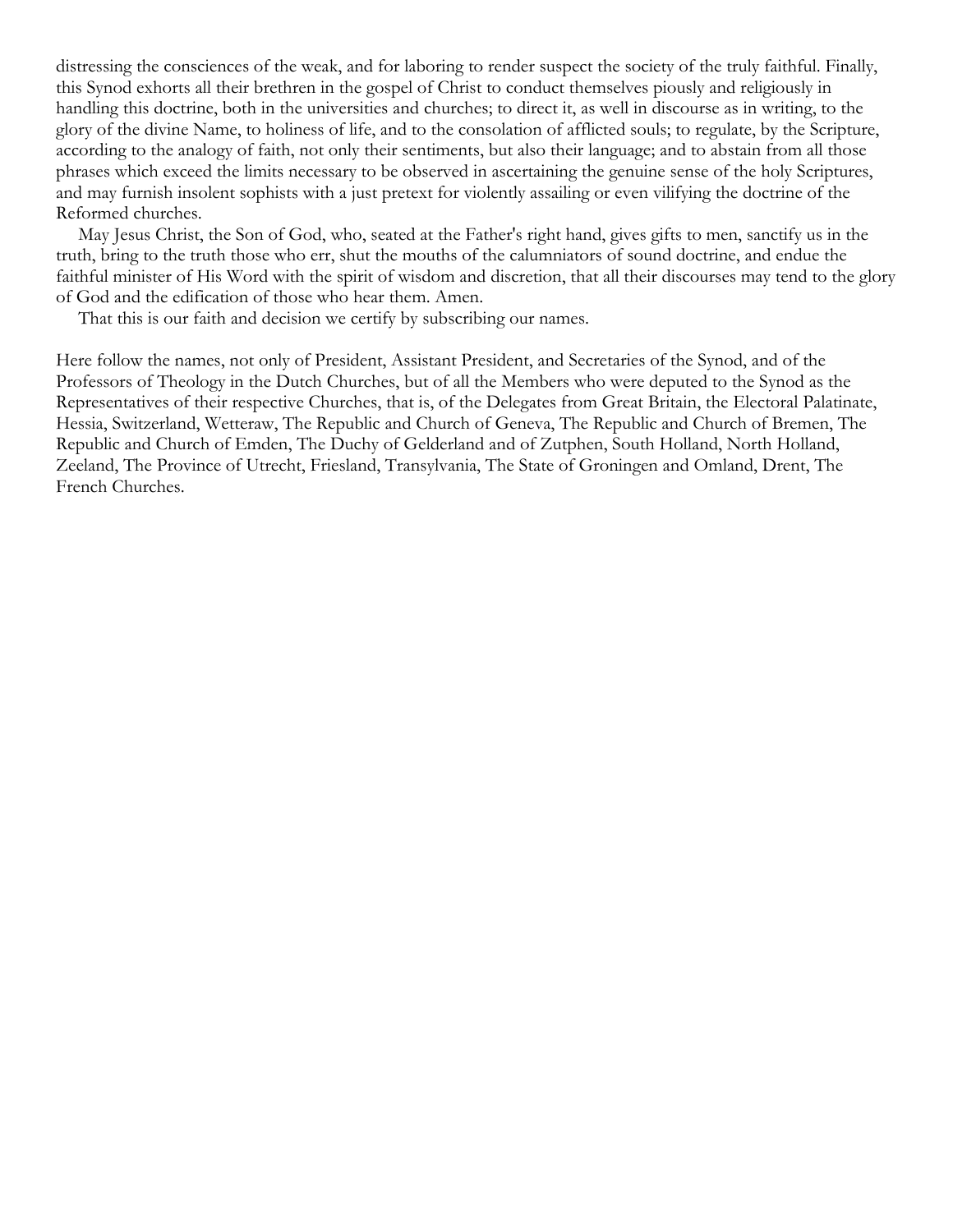distressing the consciences of the weak, and for laboring to render suspect the society of the truly faithful. Finally, this Synod exhorts all their brethren in the gospel of Christ to conduct themselves piously and religiously in handling this doctrine, both in the universities and churches; to direct it, as well in discourse as in writing, to the glory of the divine Name, to holiness of life, and to the consolation of afflicted souls; to regulate, by the Scripture, according to the analogy of faith, not only their sentiments, but also their language; and to abstain from all those phrases which exceed the limits necessary to be observed in ascertaining the genuine sense of the holy Scriptures, and may furnish insolent sophists with a just pretext for violently assailing or even vilifying the doctrine of the Reformed churches.

May Jesus Christ, the Son of God, who, seated at the Father's right hand, gives gifts to men, sanctify us in the truth, bring to the truth those who err, shut the mouths of the calumniators of sound doctrine, and endue the faithful minister of His Word with the spirit of wisdom and discretion, that all their discourses may tend to the glory of God and the edification of those who hear them. Amen.

That this is our faith and decision we certify by subscribing our names.

Here follow the names, not only of President, Assistant President, and Secretaries of the Synod, and of the Professors of Theology in the Dutch Churches, but of all the Members who were deputed to the Synod as the Representatives of their respective Churches, that is, of the Delegates from Great Britain, the Electoral Palatinate, Hessia, Switzerland, Wetteraw, The Republic and Church of Geneva, The Republic and Church of Bremen, The Republic and Church of Emden, The Duchy of Gelderland and of Zutphen, South Holland, North Holland, Zeeland, The Province of Utrecht, Friesland, Transylvania, The State of Groningen and Omland, Drent, The French Churches.